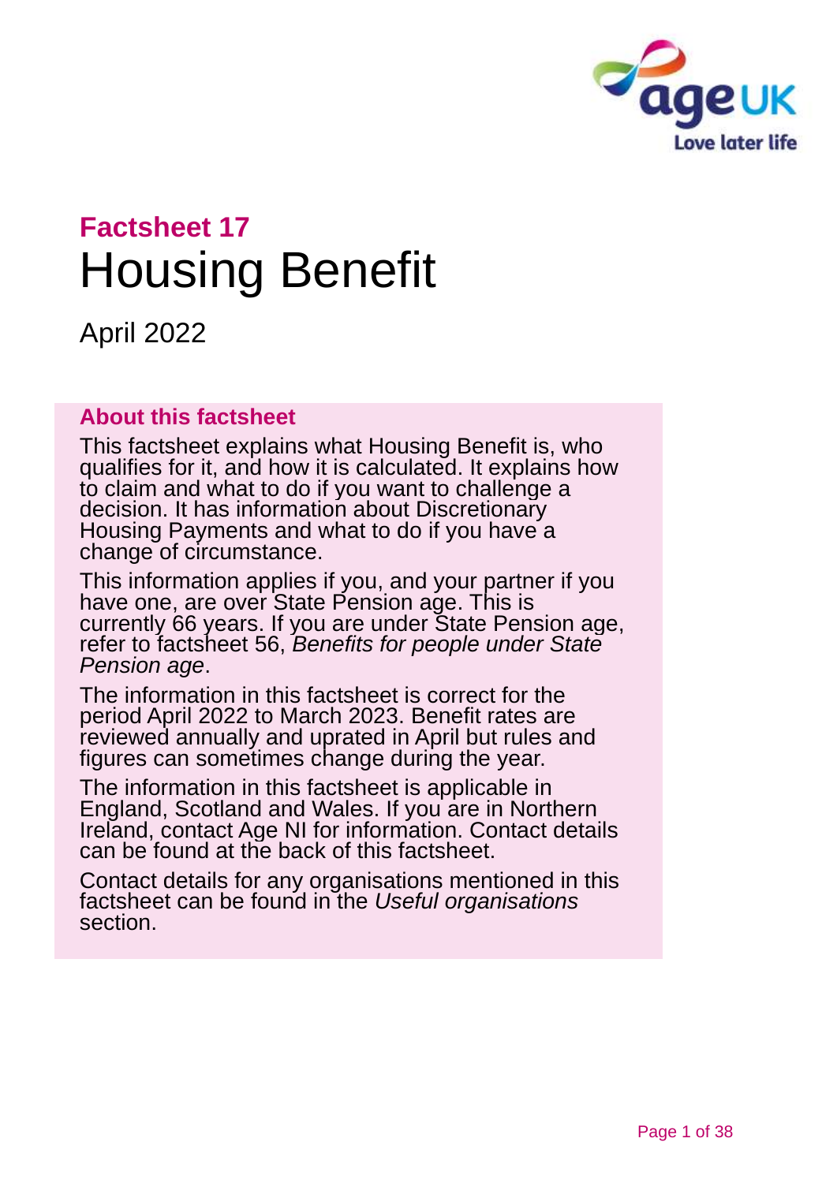## Factsheet 17

# Housing Benefit

April 2022

### About this factsheet

This factsheet explains what Housing Benefit is, who qualifies for it, and how it is calculated. It explains how to claim and what to do if you want to challenge a decision. It has information about Discretionary Housing Payments and what to do if you have a change of circumstance.

This information applies if you, and your partner if you have one, are over State Pension age. This is currently 66 years. If you are under State Pension age, refer to factsheet 56, *Benefits for people under State Pension age*.

The information in this factsheet is correct for the period April 2022 to March 2023. Benefit rates are reviewed annually and uprated in April but rules and figures can sometimes change during the year.

The information in this factsheet is applicable in England, Scotland and Wales. If you are in Northern Ireland, contact Age NI for information. Contact details can be found at the back of this factsheet.

Contact details for any organisations mentioned in this factsheet can be found in the *Useful organisations* section.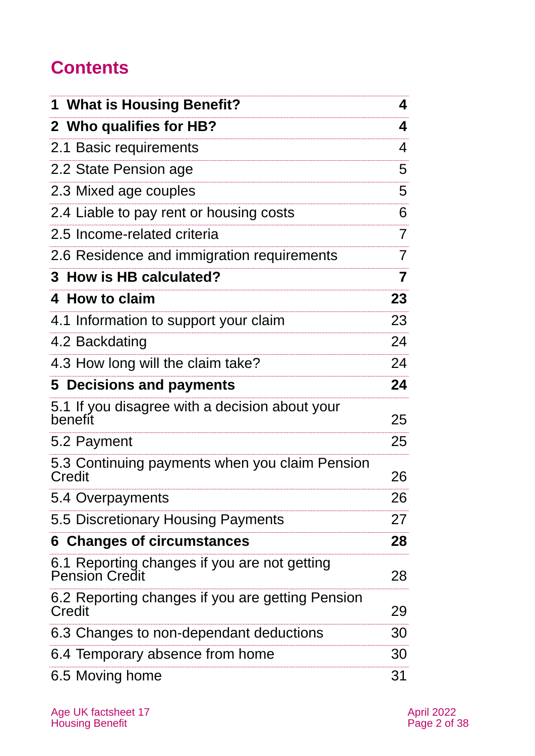## Contents

| | |
|---|---|
| **1 What is Housing Benefit?** | **4** |
| **2 Who qualifies for HB?** | **4** |
| 2.1 Basic requirements | 4 |
| 2.2 State Pension age | 5 |
| 2.3 Mixed age couples | 5 |
| 2.4 Liable to pay rent or housing costs | 6 |
| 2.5 Income-related criteria | 7 |
| 2.6 Residence and immigration requirements | 7 |
| **3 How is HB calculated?** | **7** |
| **4 How to claim** | **23** |
| 4.1 Information to support your claim | 23 |
| 4.2 Backdating | 24 |
| 4.3 How long will the claim take? | 24 |
| **5 Decisions and payments** | **24** |
| 5.1 If you disagree with a decision about your benefit | 25 |
| 5.2 Payment | 25 |
| 5.3 Continuing payments when you claim Pension Credit | 26 |
| 5.4 Overpayments | 26 |
| 5.5 Discretionary Housing Payments | 27 |
| **6 Changes of circumstances** | **28** |
| 6.1 Reporting changes if you are not getting Pension Credit | 28 |
| 6.2 Reporting changes if you are getting Pension Credit | 29 |
| 6.3 Changes to non-dependant deductions | 30 |
| 6.4 Temporary absence from home | 30 |
| 6.5 Moving home | 31 |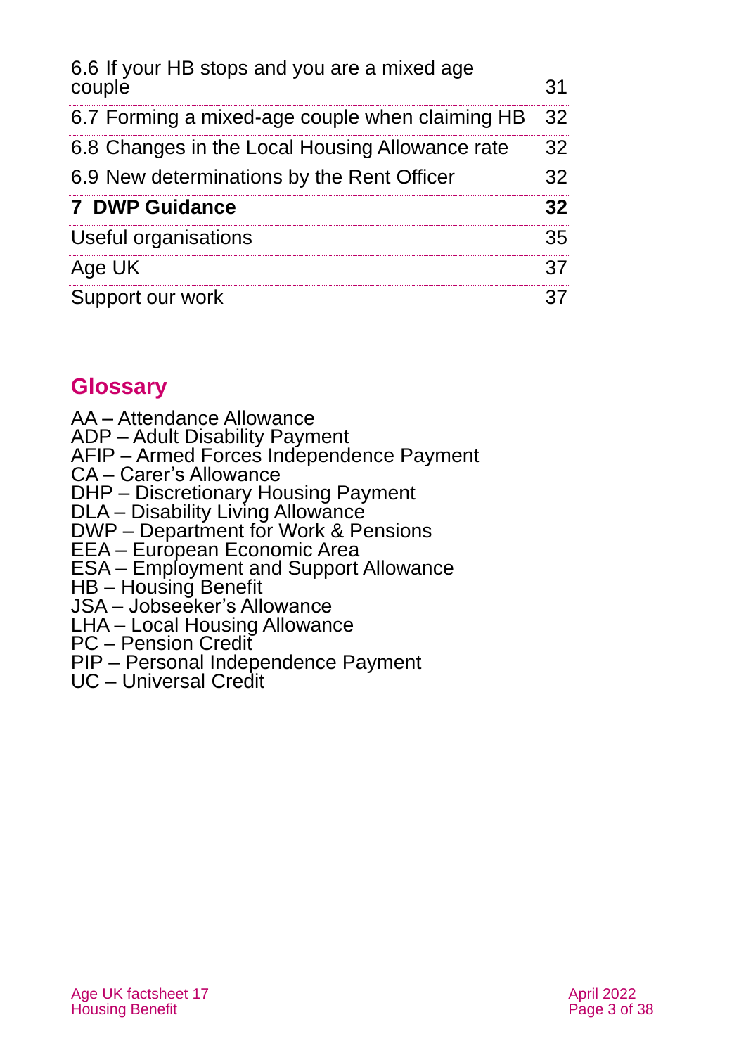| | |
|---|---|
| 6.6 If your HB stops and you are a mixed age couple | 31 |
| 6.7 Forming a mixed-age couple when claiming HB | 32 |
| 6.8 Changes in the Local Housing Allowance rate | 32 |
| 6.9 New determinations by the Rent Officer | 32 |
| **7 DWP Guidance** | **32** |
| Useful organisations | 35 |
| Age UK | 37 |
| Support our work | 37 |

## Glossary

AA – Attendance Allowance
ADP – Adult Disability Payment
AFIP – Armed Forces Independence Payment
CA – Carer's Allowance
DHP – Discretionary Housing Payment
DLA – Disability Living Allowance
DWP – Department for Work & Pensions
EEA – European Economic Area
ESA – Employment and Support Allowance
HB – Housing Benefit
JSA – Jobseeker's Allowance
LHA – Local Housing Allowance
PC – Pension Credit
PIP – Personal Independence Payment
UC – Universal Credit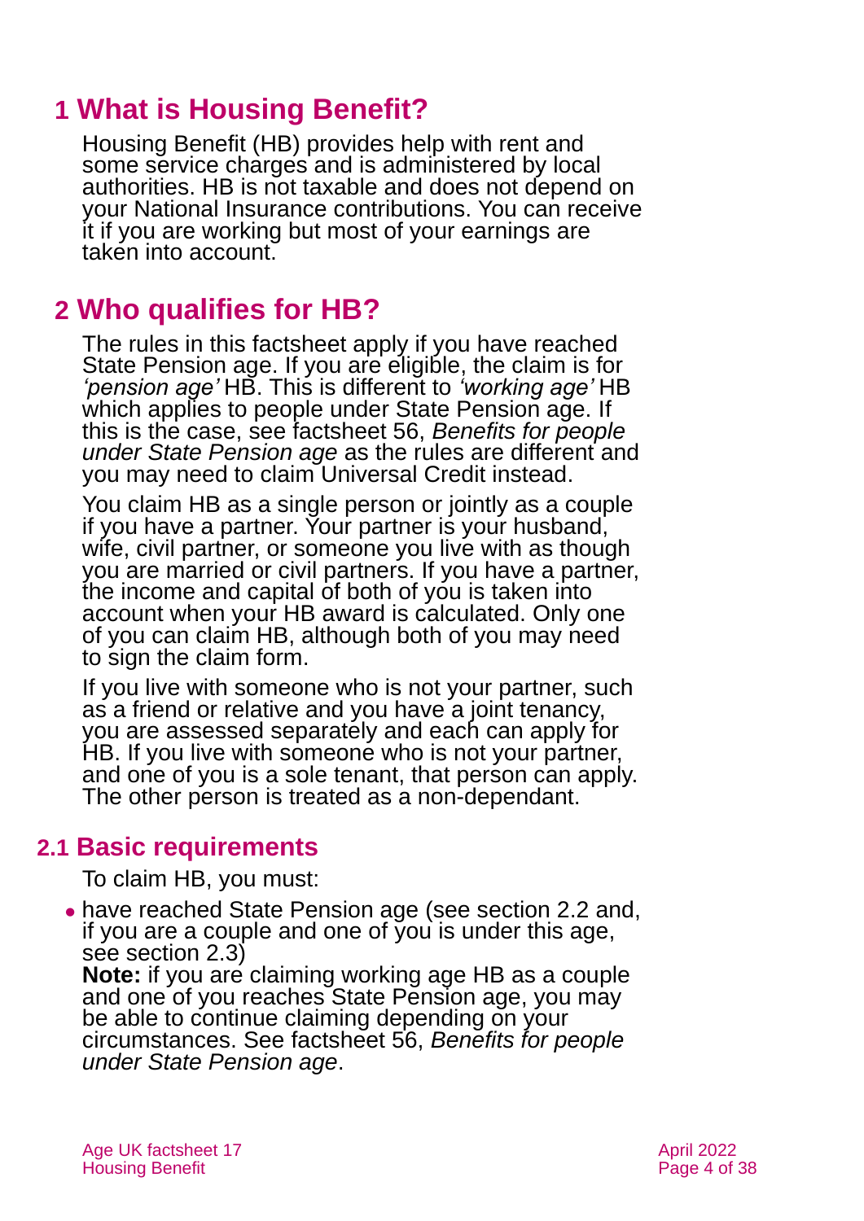# 1 What is Housing Benefit?

Housing Benefit (HB) provides help with rent and some service charges and is administered by local authorities. HB is not taxable and does not depend on your National Insurance contributions. You can receive it if you are working but most of your earnings are taken into account.

# 2 Who qualifies for HB?

The rules in this factsheet apply if you have reached State Pension age. If you are eligible, the claim is for *'pension age'* HB. This is different to *'working age'* HB which applies to people under State Pension age. If this is the case, see factsheet 56, *Benefits for people under State Pension age* as the rules are different and you may need to claim Universal Credit instead.

You claim HB as a single person or jointly as a couple if you have a partner. Your partner is your husband, wife, civil partner, or someone you live with as though you are married or civil partners. If you have a partner, the income and capital of both of you is taken into account when your HB award is calculated. Only one of you can claim HB, although both of you may need to sign the claim form.

If you live with someone who is not your partner, such as a friend or relative and you have a joint tenancy, you are assessed separately and each can apply for HB. If you live with someone who is not your partner, and one of you is a sole tenant, that person can apply. The other person is treated as a non-dependant.

## 2.1 Basic requirements

To claim HB, you must:

- have reached State Pension age (see section 2.2 and, if you are a couple and one of you is under this age, see section 2.3)
  **Note:** if you are claiming working age HB as a couple and one of you reaches State Pension age, you may be able to continue claiming depending on your circumstances. See factsheet 56, *Benefits for people under State Pension age*.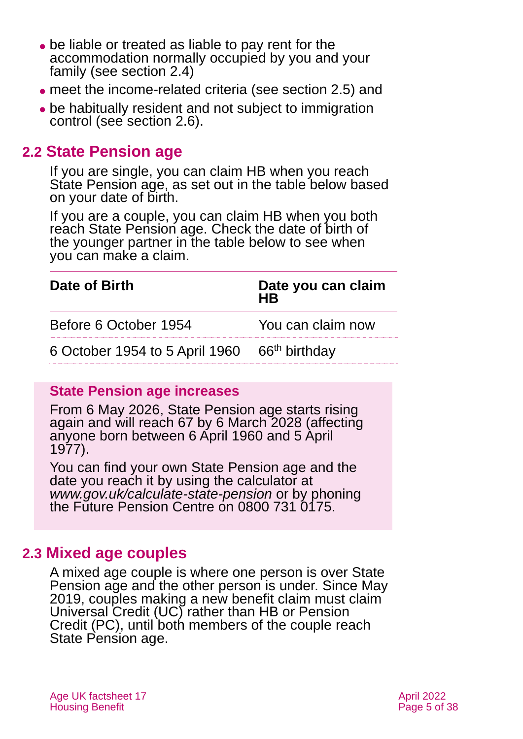- be liable or treated as liable to pay rent for the accommodation normally occupied by you and your family (see section 2.4)
- meet the income-related criteria (see section 2.5) and
- be habitually resident and not subject to immigration control (see section 2.6).

## 2.2 State Pension age

If you are single, you can claim HB when you reach State Pension age, as set out in the table below based on your date of birth.

If you are a couple, you can claim HB when you both reach State Pension age. Check the date of birth of the younger partner in the table below to see when you can make a claim.

| Date of Birth | Date you can claim HB |
|---|---|
| Before 6 October 1954 | You can claim now |
| 6 October 1954 to 5 April 1960 | 66th birthday |

**State Pension age increases**

From 6 May 2026, State Pension age starts rising again and will reach 67 by 6 March 2028 (affecting anyone born between 6 April 1960 and 5 April 1977).

You can find your own State Pension age and the date you reach it by using the calculator at *www.gov.uk/calculate-state-pension* or by phoning the Future Pension Centre on 0800 731 0175.

## 2.3 Mixed age couples

A mixed age couple is where one person is over State Pension age and the other person is under. Since May 2019, couples making a new benefit claim must claim Universal Credit (UC) rather than HB or Pension Credit (PC), until both members of the couple reach State Pension age.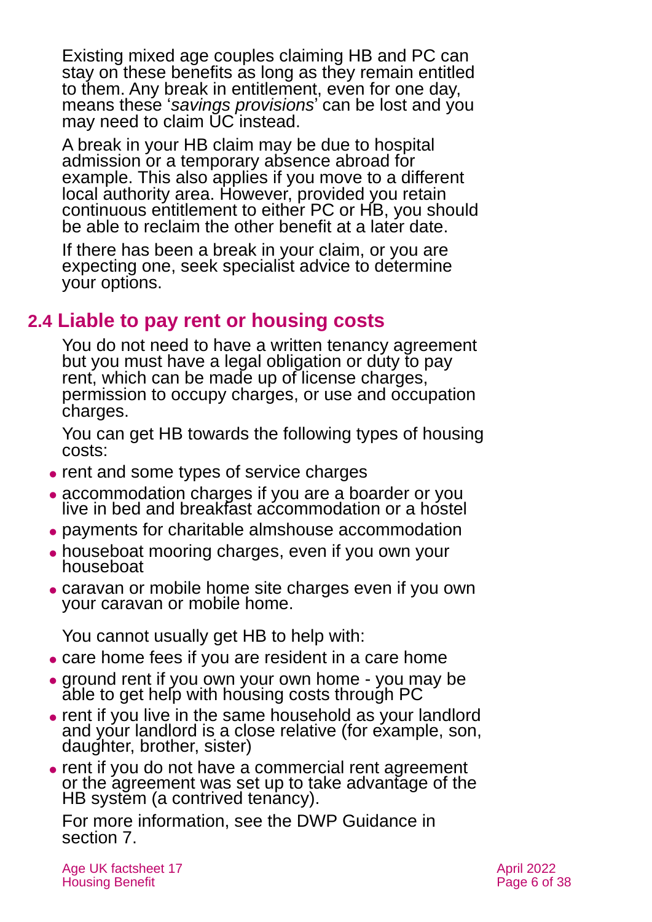Existing mixed age couples claiming HB and PC can stay on these benefits as long as they remain entitled to them. Any break in entitlement, even for one day, means these '*savings provisions*' can be lost and you may need to claim UC instead.

A break in your HB claim may be due to hospital admission or a temporary absence abroad for example. This also applies if you move to a different local authority area. However, provided you retain continuous entitlement to either PC or HB, you should be able to reclaim the other benefit at a later date.

If there has been a break in your claim, or you are expecting one, seek specialist advice to determine your options.

## 2.4 Liable to pay rent or housing costs

You do not need to have a written tenancy agreement but you must have a legal obligation or duty to pay rent, which can be made up of license charges, permission to occupy charges, or use and occupation charges.

You can get HB towards the following types of housing costs:

- rent and some types of service charges
- accommodation charges if you are a boarder or you live in bed and breakfast accommodation or a hostel
- payments for charitable almshouse accommodation
- houseboat mooring charges, even if you own your houseboat
- caravan or mobile home site charges even if you own your caravan or mobile home.

You cannot usually get HB to help with:

- care home fees if you are resident in a care home
- ground rent if you own your own home - you may be able to get help with housing costs through PC
- rent if you live in the same household as your landlord and your landlord is a close relative (for example, son, daughter, brother, sister)
- rent if you do not have a commercial rent agreement or the agreement was set up to take advantage of the HB system (a contrived tenancy).

For more information, see the DWP Guidance in section 7.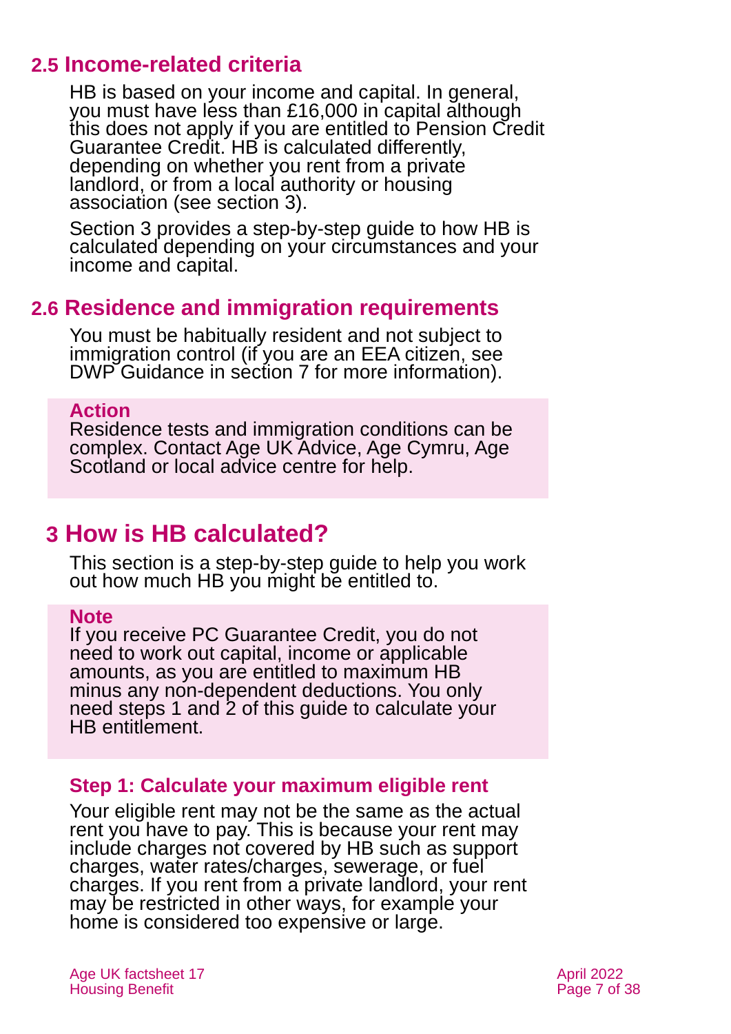## 2.5 Income-related criteria

HB is based on your income and capital. In general, you must have less than £16,000 in capital although this does not apply if you are entitled to Pension Credit Guarantee Credit. HB is calculated differently, depending on whether you rent from a private landlord, or from a local authority or housing association (see section 3).

Section 3 provides a step-by-step guide to how HB is calculated depending on your circumstances and your income and capital.

## 2.6 Residence and immigration requirements

You must be habitually resident and not subject to immigration control (if you are an EEA citizen, see DWP Guidance in section 7 for more information).

> **Action**
> Residence tests and immigration conditions can be complex. Contact Age UK Advice, Age Cymru, Age Scotland or local advice centre for help.

# 3 How is HB calculated?

This section is a step-by-step guide to help you work out how much HB you might be entitled to.

> **Note**
> If you receive PC Guarantee Credit, you do not need to work out capital, income or applicable amounts, as you are entitled to maximum HB minus any non-dependent deductions. You only need steps 1 and 2 of this guide to calculate your HB entitlement.

### Step 1: Calculate your maximum eligible rent

Your eligible rent may not be the same as the actual rent you have to pay. This is because your rent may include charges not covered by HB such as support charges, water rates/charges, sewerage, or fuel charges. If you rent from a private landlord, your rent may be restricted in other ways, for example your home is considered too expensive or large.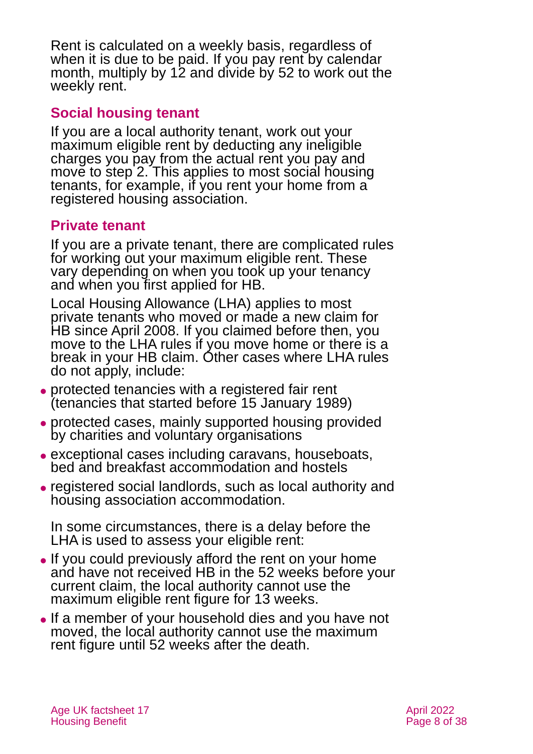Rent is calculated on a weekly basis, regardless of when it is due to be paid. If you pay rent by calendar month, multiply by 12 and divide by 52 to work out the weekly rent.

### Social housing tenant

If you are a local authority tenant, work out your maximum eligible rent by deducting any ineligible charges you pay from the actual rent you pay and move to step 2. This applies to most social housing tenants, for example, if you rent your home from a registered housing association.

### Private tenant

If you are a private tenant, there are complicated rules for working out your maximum eligible rent. These vary depending on when you took up your tenancy and when you first applied for HB.

Local Housing Allowance (LHA) applies to most private tenants who moved or made a new claim for HB since April 2008. If you claimed before then, you move to the LHA rules if you move home or there is a break in your HB claim. Other cases where LHA rules do not apply, include:

- protected tenancies with a registered fair rent (tenancies that started before 15 January 1989)
- protected cases, mainly supported housing provided by charities and voluntary organisations
- exceptional cases including caravans, houseboats, bed and breakfast accommodation and hostels
- registered social landlords, such as local authority and housing association accommodation.

In some circumstances, there is a delay before the LHA is used to assess your eligible rent:

- If you could previously afford the rent on your home and have not received HB in the 52 weeks before your current claim, the local authority cannot use the maximum eligible rent figure for 13 weeks.
- If a member of your household dies and you have not moved, the local authority cannot use the maximum rent figure until 52 weeks after the death.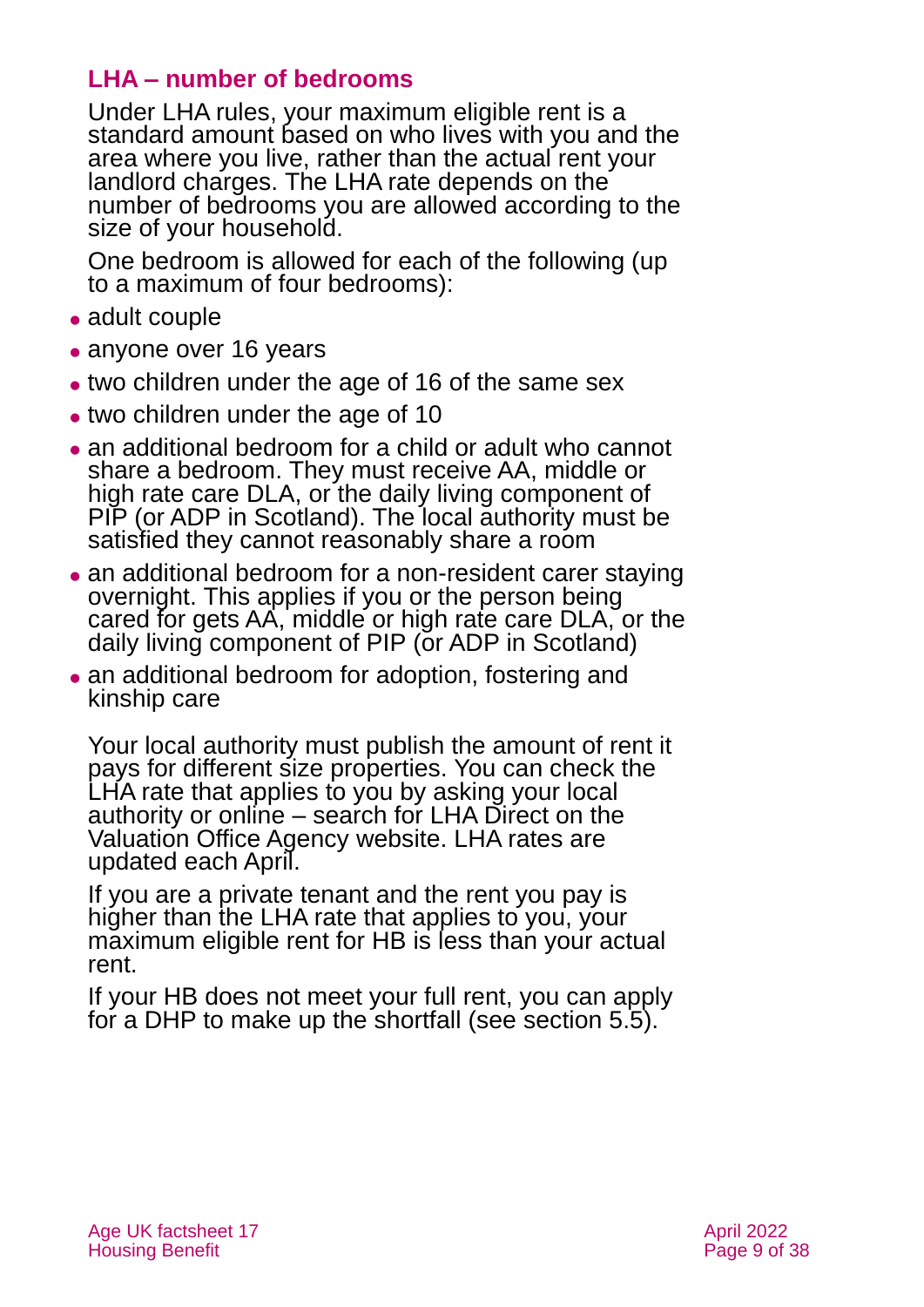### LHA – number of bedrooms

Under LHA rules, your maximum eligible rent is a standard amount based on who lives with you and the area where you live, rather than the actual rent your landlord charges. The LHA rate depends on the number of bedrooms you are allowed according to the size of your household.

One bedroom is allowed for each of the following (up to a maximum of four bedrooms):

- adult couple
- anyone over 16 years
- two children under the age of 16 of the same sex
- two children under the age of 10
- an additional bedroom for a child or adult who cannot share a bedroom. They must receive AA, middle or high rate care DLA, or the daily living component of PIP (or ADP in Scotland). The local authority must be satisfied they cannot reasonably share a room
- an additional bedroom for a non-resident carer staying overnight. This applies if you or the person being cared for gets AA, middle or high rate care DLA, or the daily living component of PIP (or ADP in Scotland)
- an additional bedroom for adoption, fostering and kinship care

Your local authority must publish the amount of rent it pays for different size properties. You can check the LHA rate that applies to you by asking your local authority or online – search for LHA Direct on the Valuation Office Agency website. LHA rates are updated each April.

If you are a private tenant and the rent you pay is higher than the LHA rate that applies to you, your maximum eligible rent for HB is less than your actual rent.

If your HB does not meet your full rent, you can apply for a DHP to make up the shortfall (see section 5.5).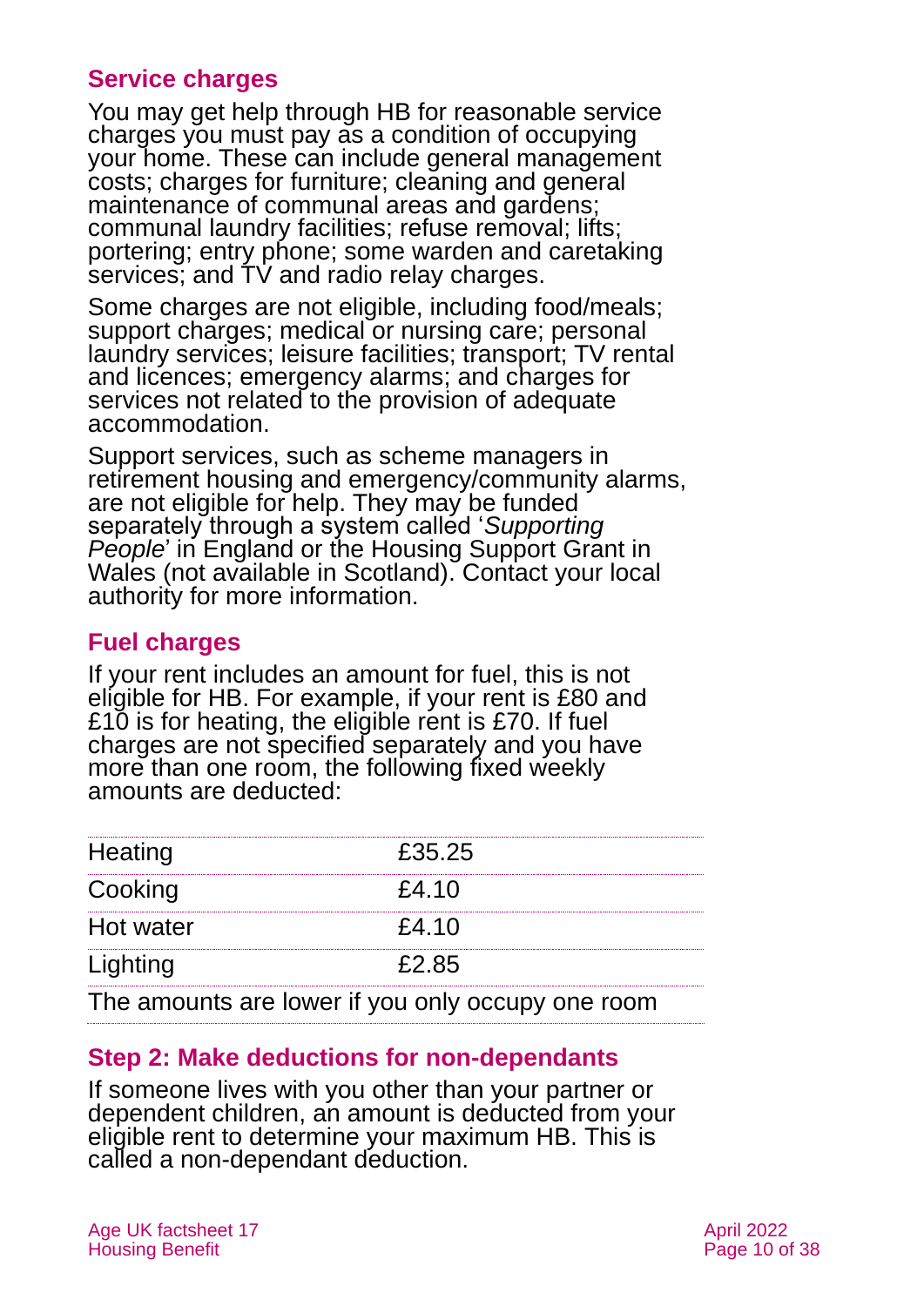## Service charges

You may get help through HB for reasonable service charges you must pay as a condition of occupying your home. These can include general management costs; charges for furniture; cleaning and general maintenance of communal areas and gardens; communal laundry facilities; refuse removal; lifts; portering; entry phone; some warden and caretaking services; and TV and radio relay charges.

Some charges are not eligible, including food/meals; support charges; medical or nursing care; personal laundry services; leisure facilities; transport; TV rental and licences; emergency alarms; and charges for services not related to the provision of adequate accommodation.

Support services, such as scheme managers in retirement housing and emergency/community alarms, are not eligible for help. They may be funded separately through a system called '*Supporting People*' in England or the Housing Support Grant in Wales (not available in Scotland). Contact your local authority for more information.

## Fuel charges

If your rent includes an amount for fuel, this is not eligible for HB. For example, if your rent is £80 and £10 is for heating, the eligible rent is £70. If fuel charges are not specified separately and you have more than one room, the following fixed weekly amounts are deducted:

| | |
|---|---|
| Heating | £35.25 |
| Cooking | £4.10 |
| Hot water | £4.10 |
| Lighting | £2.85 |
| The amounts are lower if you only occupy one room | |

## Step 2: Make deductions for non-dependants

If someone lives with you other than your partner or dependent children, an amount is deducted from your eligible rent to determine your maximum HB. This is called a non-dependant deduction.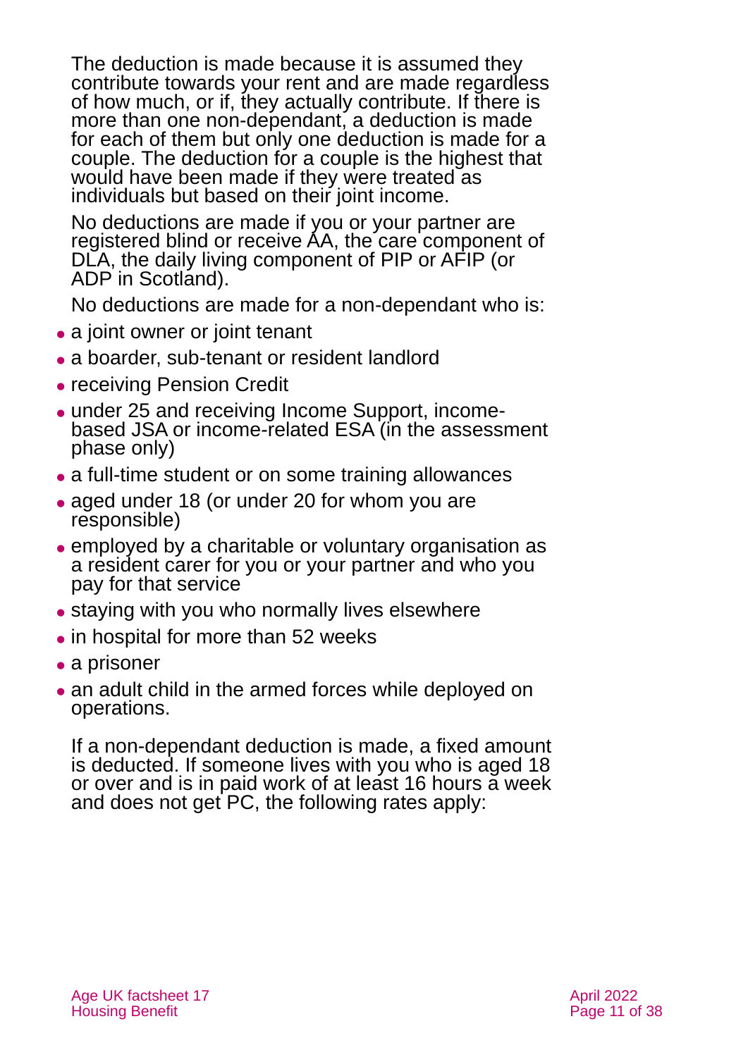The deduction is made because it is assumed they contribute towards your rent and are made regardless of how much, or if, they actually contribute. If there is more than one non-dependant, a deduction is made for each of them but only one deduction is made for a couple. The deduction for a couple is the highest that would have been made if they were treated as individuals but based on their joint income.

No deductions are made if you or your partner are registered blind or receive AA, the care component of DLA, the daily living component of PIP or AFIP (or ADP in Scotland).

No deductions are made for a non-dependant who is:

- a joint owner or joint tenant
- a boarder, sub-tenant or resident landlord
- receiving Pension Credit
- under 25 and receiving Income Support, income-based JSA or income-related ESA (in the assessment phase only)
- a full-time student or on some training allowances
- aged under 18 (or under 20 for whom you are responsible)
- employed by a charitable or voluntary organisation as a resident carer for you or your partner and who you pay for that service
- staying with you who normally lives elsewhere
- in hospital for more than 52 weeks
- a prisoner
- an adult child in the armed forces while deployed on operations.

If a non-dependant deduction is made, a fixed amount is deducted. If someone lives with you who is aged 18 or over and is in paid work of at least 16 hours a week and does not get PC, the following rates apply: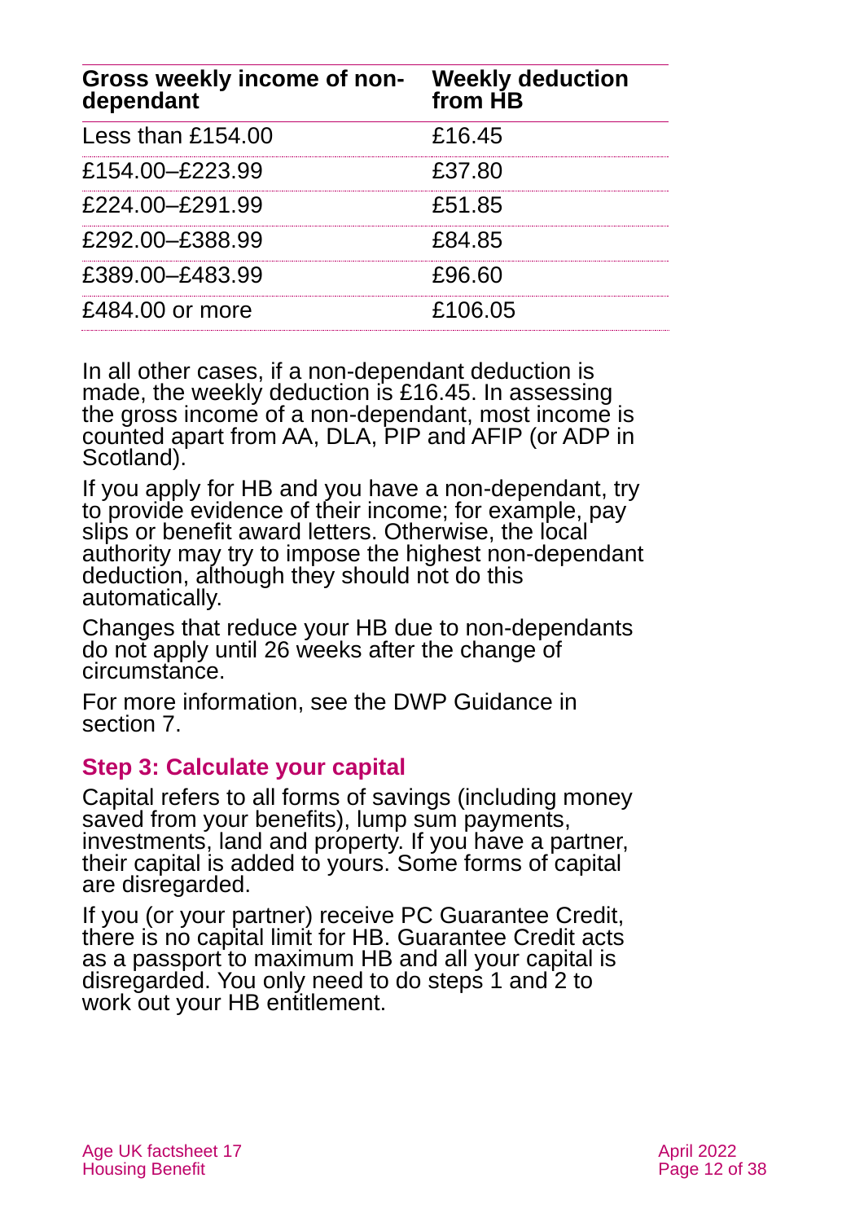| Gross weekly income of non-dependant | Weekly deduction from HB |
|---|---|
| Less than £154.00 | £16.45 |
| £154.00–£223.99 | £37.80 |
| £224.00–£291.99 | £51.85 |
| £292.00–£388.99 | £84.85 |
| £389.00–£483.99 | £96.60 |
| £484.00 or more | £106.05 |

In all other cases, if a non-dependant deduction is made, the weekly deduction is £16.45. In assessing the gross income of a non-dependant, most income is counted apart from AA, DLA, PIP and AFIP (or ADP in Scotland).

If you apply for HB and you have a non-dependant, try to provide evidence of their income; for example, pay slips or benefit award letters. Otherwise, the local authority may try to impose the highest non-dependant deduction, although they should not do this automatically.

Changes that reduce your HB due to non-dependants do not apply until 26 weeks after the change of circumstance.

For more information, see the DWP Guidance in section 7.

## Step 3: Calculate your capital

Capital refers to all forms of savings (including money saved from your benefits), lump sum payments, investments, land and property. If you have a partner, their capital is added to yours. Some forms of capital are disregarded.

If you (or your partner) receive PC Guarantee Credit, there is no capital limit for HB. Guarantee Credit acts as a passport to maximum HB and all your capital is disregarded. You only need to do steps 1 and 2 to work out your HB entitlement.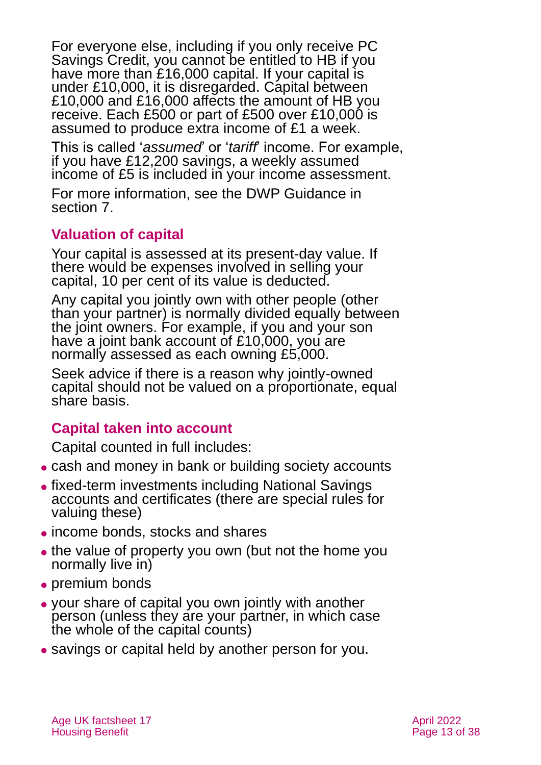For everyone else, including if you only receive PC Savings Credit, you cannot be entitled to HB if you have more than £16,000 capital. If your capital is under £10,000, it is disregarded. Capital between £10,000 and £16,000 affects the amount of HB you receive. Each £500 or part of £500 over £10,000 is assumed to produce extra income of £1 a week.

This is called '*assumed*' or '*tariff*' income. For example, if you have £12,200 savings, a weekly assumed income of £5 is included in your income assessment.

For more information, see the DWP Guidance in section 7.

### Valuation of capital

Your capital is assessed at its present-day value. If there would be expenses involved in selling your capital, 10 per cent of its value is deducted.

Any capital you jointly own with other people (other than your partner) is normally divided equally between the joint owners. For example, if you and your son have a joint bank account of £10,000, you are normally assessed as each owning £5,000.

Seek advice if there is a reason why jointly-owned capital should not be valued on a proportionate, equal share basis.

### Capital taken into account

Capital counted in full includes:

- cash and money in bank or building society accounts
- fixed-term investments including National Savings accounts and certificates (there are special rules for valuing these)
- income bonds, stocks and shares
- the value of property you own (but not the home you normally live in)
- premium bonds
- your share of capital you own jointly with another person (unless they are your partner, in which case the whole of the capital counts)
- savings or capital held by another person for you.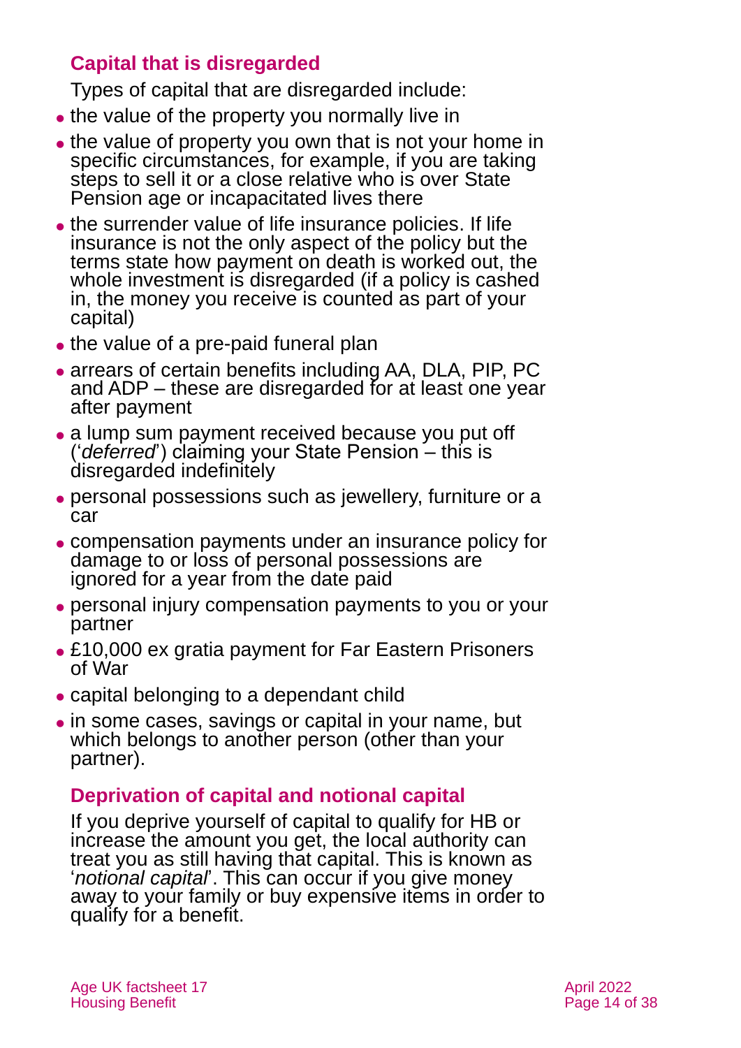## Capital that is disregarded

Types of capital that are disregarded include:

- the value of the property you normally live in
- the value of property you own that is not your home in specific circumstances, for example, if you are taking steps to sell it or a close relative who is over State Pension age or incapacitated lives there
- the surrender value of life insurance policies. If life insurance is not the only aspect of the policy but the terms state how payment on death is worked out, the whole investment is disregarded (if a policy is cashed in, the money you receive is counted as part of your capital)
- the value of a pre-paid funeral plan
- arrears of certain benefits including AA, DLA, PIP, PC and ADP – these are disregarded for at least one year after payment
- a lump sum payment received because you put off ('*deferred*') claiming your State Pension – this is disregarded indefinitely
- personal possessions such as jewellery, furniture or a car
- compensation payments under an insurance policy for damage to or loss of personal possessions are ignored for a year from the date paid
- personal injury compensation payments to you or your partner
- £10,000 ex gratia payment for Far Eastern Prisoners of War
- capital belonging to a dependant child
- in some cases, savings or capital in your name, but which belongs to another person (other than your partner).

## Deprivation of capital and notional capital

If you deprive yourself of capital to qualify for HB or increase the amount you get, the local authority can treat you as still having that capital. This is known as '*notional capital*'. This can occur if you give money away to your family or buy expensive items in order to qualify for a benefit.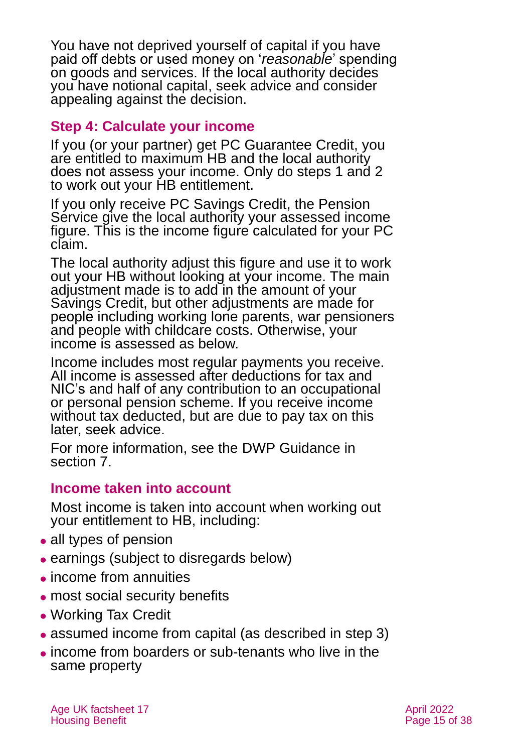You have not deprived yourself of capital if you have paid off debts or used money on '*reasonable*' spending on goods and services. If the local authority decides you have notional capital, seek advice and consider appealing against the decision.

## Step 4: Calculate your income

If you (or your partner) get PC Guarantee Credit, you are entitled to maximum HB and the local authority does not assess your income. Only do steps 1 and 2 to work out your HB entitlement.

If you only receive PC Savings Credit, the Pension Service give the local authority your assessed income figure. This is the income figure calculated for your PC claim.

The local authority adjust this figure and use it to work out your HB without looking at your income. The main adjustment made is to add in the amount of your Savings Credit, but other adjustments are made for people including working lone parents, war pensioners and people with childcare costs. Otherwise, your income is assessed as below.

Income includes most regular payments you receive. All income is assessed after deductions for tax and NIC's and half of any contribution to an occupational or personal pension scheme. If you receive income without tax deducted, but are due to pay tax on this later, seek advice.

For more information, see the DWP Guidance in section 7.

### Income taken into account

Most income is taken into account when working out your entitlement to HB, including:

- all types of pension
- earnings (subject to disregards below)
- income from annuities
- most social security benefits
- Working Tax Credit
- assumed income from capital (as described in step 3)
- income from boarders or sub-tenants who live in the same property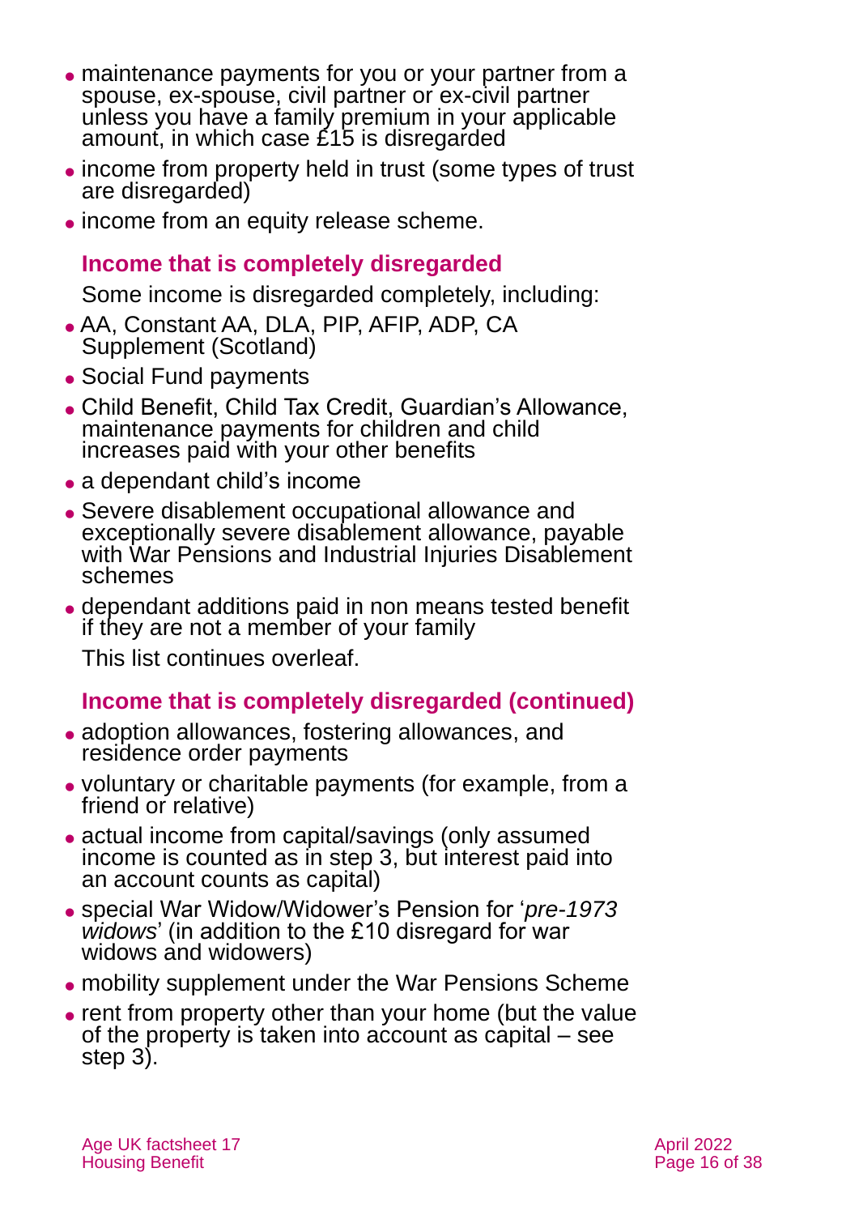- maintenance payments for you or your partner from a spouse, ex-spouse, civil partner or ex-civil partner unless you have a family premium in your applicable amount, in which case £15 is disregarded
- income from property held in trust (some types of trust are disregarded)
- income from an equity release scheme.

### Income that is completely disregarded

Some income is disregarded completely, including:

- AA, Constant AA, DLA, PIP, AFIP, ADP, CA Supplement (Scotland)
- Social Fund payments
- Child Benefit, Child Tax Credit, Guardian's Allowance, maintenance payments for children and child increases paid with your other benefits
- a dependant child's income
- Severe disablement occupational allowance and exceptionally severe disablement allowance, payable with War Pensions and Industrial Injuries Disablement schemes
- dependant additions paid in non means tested benefit if they are not a member of your family

This list continues overleaf.

### Income that is completely disregarded (continued)

- adoption allowances, fostering allowances, and residence order payments
- voluntary or charitable payments (for example, from a friend or relative)
- actual income from capital/savings (only assumed income is counted as in step 3, but interest paid into an account counts as capital)
- special War Widow/Widower's Pension for '*pre-1973 widows*' (in addition to the £10 disregard for war widows and widowers)
- mobility supplement under the War Pensions Scheme
- rent from property other than your home (but the value of the property is taken into account as capital – see step 3).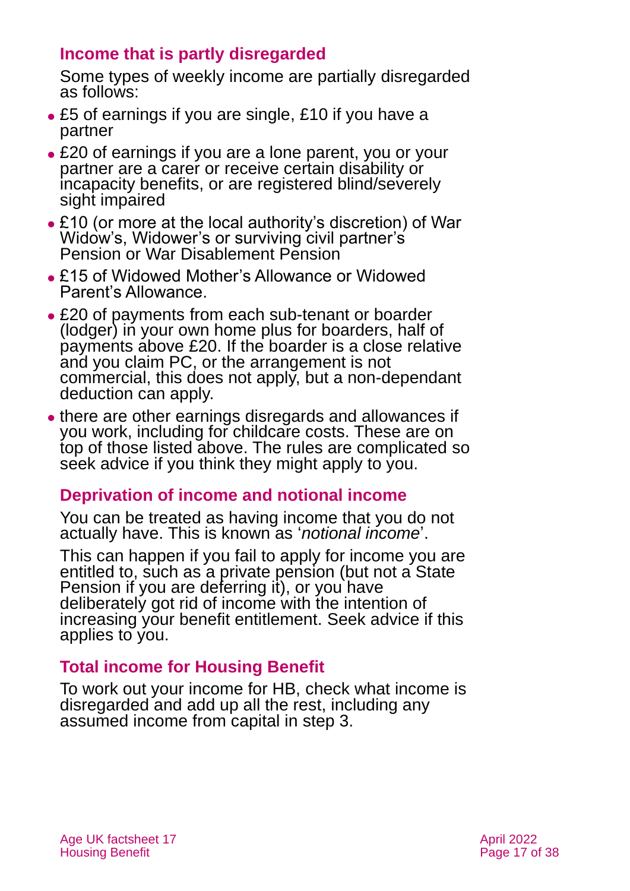### Income that is partly disregarded

Some types of weekly income are partially disregarded as follows:

- £5 of earnings if you are single, £10 if you have a partner
- £20 of earnings if you are a lone parent, you or your partner are a carer or receive certain disability or incapacity benefits, or are registered blind/severely sight impaired
- £10 (or more at the local authority's discretion) of War Widow's, Widower's or surviving civil partner's Pension or War Disablement Pension
- £15 of Widowed Mother's Allowance or Widowed Parent's Allowance.
- £20 of payments from each sub-tenant or boarder (lodger) in your own home plus for boarders, half of payments above £20. If the boarder is a close relative and you claim PC, or the arrangement is not commercial, this does not apply, but a non-dependant deduction can apply.
- there are other earnings disregards and allowances if you work, including for childcare costs. These are on top of those listed above. The rules are complicated so seek advice if you think they might apply to you.

### Deprivation of income and notional income

You can be treated as having income that you do not actually have. This is known as '*notional income*'.

This can happen if you fail to apply for income you are entitled to, such as a private pension (but not a State Pension if you are deferring it), or you have deliberately got rid of income with the intention of increasing your benefit entitlement. Seek advice if this applies to you.

### Total income for Housing Benefit

To work out your income for HB, check what income is disregarded and add up all the rest, including any assumed income from capital in step 3.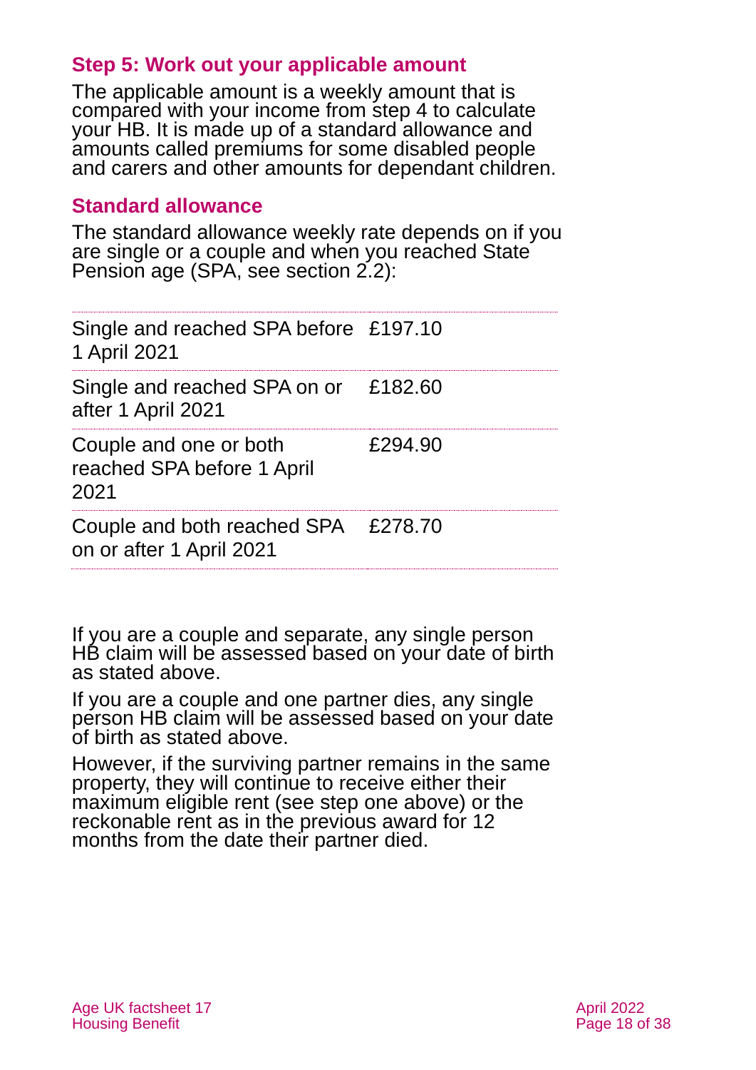### Step 5: Work out your applicable amount

The applicable amount is a weekly amount that is compared with your income from step 4 to calculate your HB. It is made up of a standard allowance and amounts called premiums for some disabled people and carers and other amounts for dependant children.

### Standard allowance

The standard allowance weekly rate depends on if you are single or a couple and when you reached State Pension age (SPA, see section 2.2):

| | |
|---|---|
| Single and reached SPA before 1 April 2021 | £197.10 |
| Single and reached SPA on or after 1 April 2021 | £182.60 |
| Couple and one or both reached SPA before 1 April 2021 | £294.90 |
| Couple and both reached SPA on or after 1 April 2021 | £278.70 |

If you are a couple and separate, any single person HB claim will be assessed based on your date of birth as stated above.

If you are a couple and one partner dies, any single person HB claim will be assessed based on your date of birth as stated above.

However, if the surviving partner remains in the same property, they will continue to receive either their maximum eligible rent (see step one above) or the reckonable rent as in the previous award for 12 months from the date their partner died.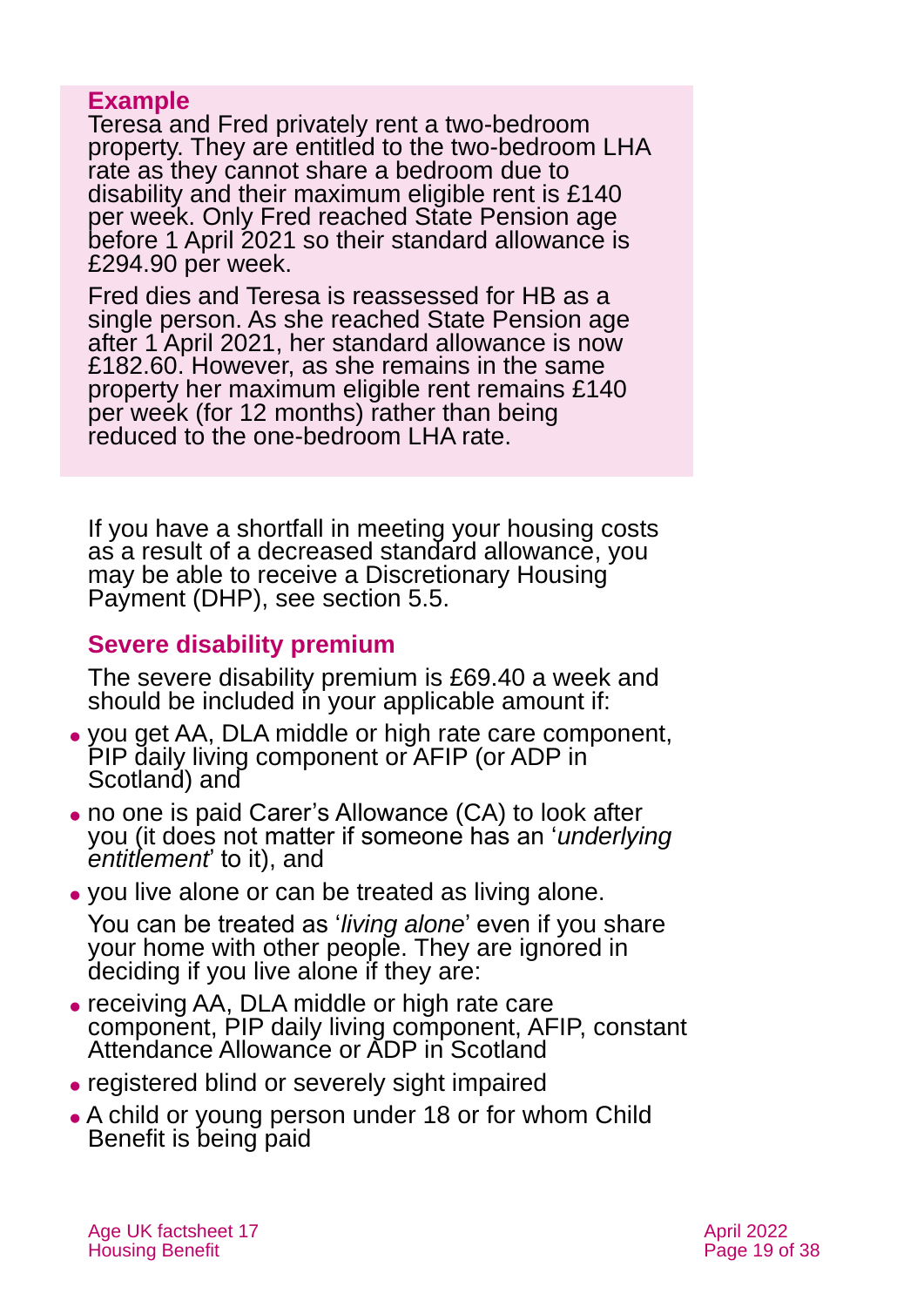**Example**

Teresa and Fred privately rent a two-bedroom property. They are entitled to the two-bedroom LHA rate as they cannot share a bedroom due to disability and their maximum eligible rent is £140 per week. Only Fred reached State Pension age before 1 April 2021 so their standard allowance is £294.90 per week.

Fred dies and Teresa is reassessed for HB as a single person. As she reached State Pension age after 1 April 2021, her standard allowance is now £182.60. However, as she remains in the same property her maximum eligible rent remains £140 per week (for 12 months) rather than being reduced to the one-bedroom LHA rate.

If you have a shortfall in meeting your housing costs as a result of a decreased standard allowance, you may be able to receive a Discretionary Housing Payment (DHP), see section 5.5.

### Severe disability premium

The severe disability premium is £69.40 a week and should be included in your applicable amount if:

- you get AA, DLA middle or high rate care component, PIP daily living component or AFIP (or ADP in Scotland) and
- no one is paid Carer's Allowance (CA) to look after you (it does not matter if someone has an '*underlying entitlement*' to it), and
- you live alone or can be treated as living alone.

You can be treated as '*living alone*' even if you share your home with other people. They are ignored in deciding if you live alone if they are:

- receiving AA, DLA middle or high rate care component, PIP daily living component, AFIP, constant Attendance Allowance or ADP in Scotland
- registered blind or severely sight impaired
- A child or young person under 18 or for whom Child Benefit is being paid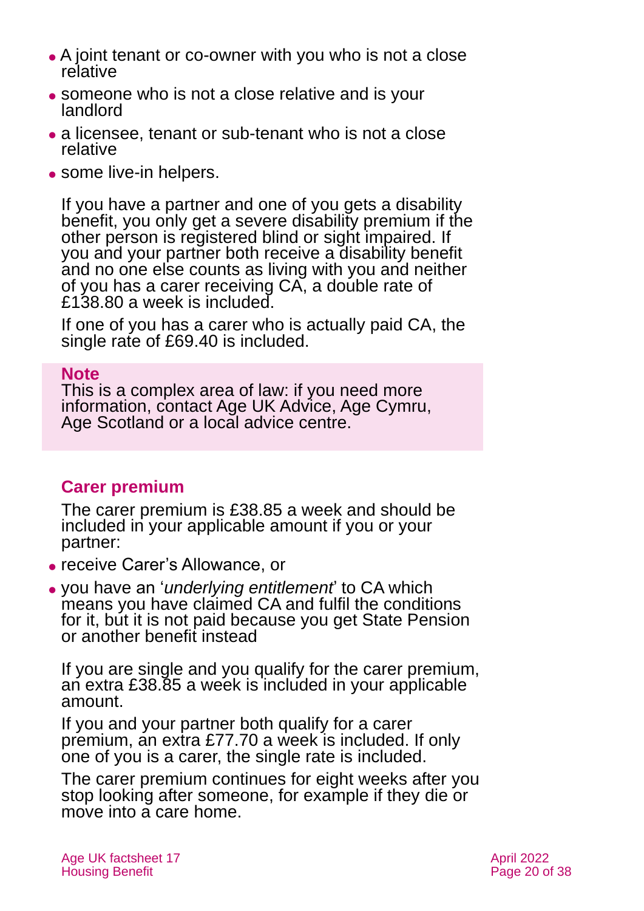- A joint tenant or co-owner with you who is not a close relative
- someone who is not a close relative and is your landlord
- a licensee, tenant or sub-tenant who is not a close relative
- some live-in helpers.

If you have a partner and one of you gets a disability benefit, you only get a severe disability premium if the other person is registered blind or sight impaired. If you and your partner both receive a disability benefit and no one else counts as living with you and neither of you has a carer receiving CA, a double rate of £138.80 a week is included.

If one of you has a carer who is actually paid CA, the single rate of £69.40 is included.

> **Note**
> This is a complex area of law: if you need more information, contact Age UK Advice, Age Cymru, Age Scotland or a local advice centre.

### Carer premium

The carer premium is £38.85 a week and should be included in your applicable amount if you or your partner:

- receive Carer's Allowance, or
- you have an '*underlying entitlement*' to CA which means you have claimed CA and fulfil the conditions for it, but it is not paid because you get State Pension or another benefit instead

If you are single and you qualify for the carer premium, an extra £38.85 a week is included in your applicable amount.

If you and your partner both qualify for a carer premium, an extra £77.70 a week is included. If only one of you is a carer, the single rate is included.

The carer premium continues for eight weeks after you stop looking after someone, for example if they die or move into a care home.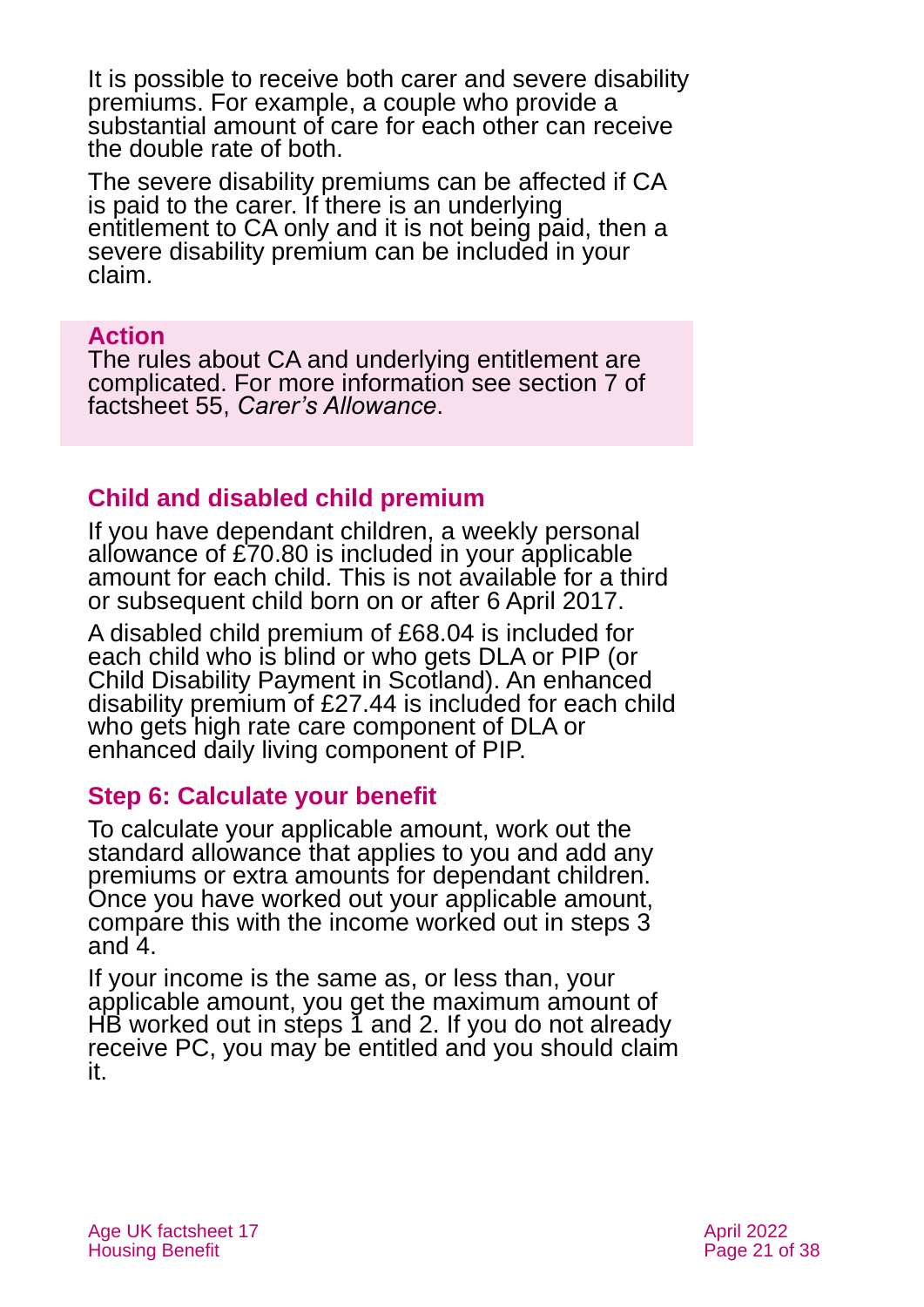It is possible to receive both carer and severe disability premiums. For example, a couple who provide a substantial amount of care for each other can receive the double rate of both.

The severe disability premiums can be affected if CA is paid to the carer. If there is an underlying entitlement to CA only and it is not being paid, then a severe disability premium can be included in your claim.

> **Action**
> The rules about CA and underlying entitlement are complicated. For more information see section 7 of factsheet 55, *Carer's Allowance*.

### Child and disabled child premium

If you have dependant children, a weekly personal allowance of £70.80 is included in your applicable amount for each child. This is not available for a third or subsequent child born on or after 6 April 2017.

A disabled child premium of £68.04 is included for each child who is blind or who gets DLA or PIP (or Child Disability Payment in Scotland). An enhanced disability premium of £27.44 is included for each child who gets high rate care component of DLA or enhanced daily living component of PIP.

### Step 6: Calculate your benefit

To calculate your applicable amount, work out the standard allowance that applies to you and add any premiums or extra amounts for dependant children. Once you have worked out your applicable amount, compare this with the income worked out in steps 3 and 4.

If your income is the same as, or less than, your applicable amount, you get the maximum amount of HB worked out in steps 1 and 2. If you do not already receive PC, you may be entitled and you should claim it.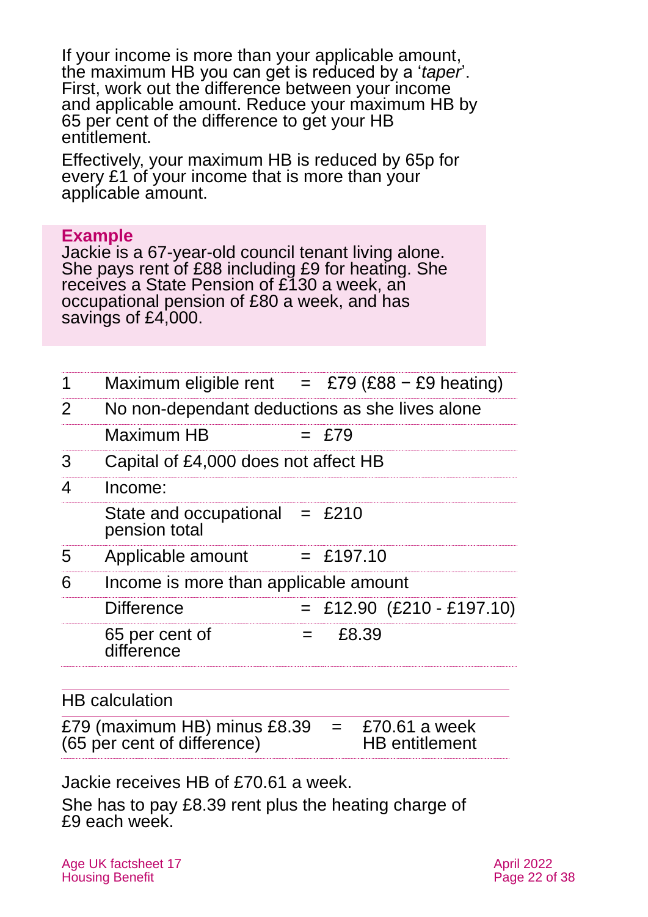If your income is more than your applicable amount, the maximum HB you can get is reduced by a '*taper*'. First, work out the difference between your income and applicable amount. Reduce your maximum HB by 65 per cent of the difference to get your HB entitlement.

Effectively, your maximum HB is reduced by 65p for every £1 of your income that is more than your applicable amount.

**Example**
Jackie is a 67-year-old council tenant living alone. She pays rent of £88 including £9 for heating. She receives a State Pension of £130 a week, an occupational pension of £80 a week, and has savings of £4,000.

| | | |
|---|---|---|
| 1 | Maximum eligible rent | = £79 (£88 − £9 heating) |
| 2 | No non-dependant deductions as she lives alone | |
| | Maximum HB | = £79 |
| 3 | Capital of £4,000 does not affect HB | |
| 4 | Income: | |
| | State and occupational pension total | = £210 |
| 5 | Applicable amount | = £197.10 |
| 6 | Income is more than applicable amount | |
| | Difference | = £12.90 (£210 - £197.10) |
| | 65 per cent of difference | = £8.39 |

| HB calculation | | |
|---|---|---|
| £79 (maximum HB) minus £8.39 (65 per cent of difference) | = | £70.61 a week HB entitlement |

Jackie receives HB of £70.61 a week.

She has to pay £8.39 rent plus the heating charge of £9 each week.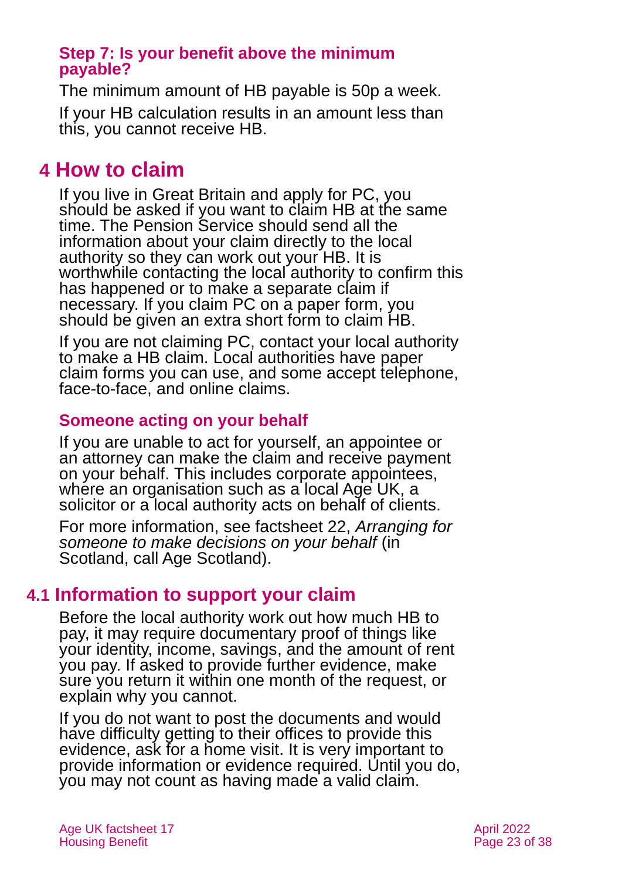### Step 7: Is your benefit above the minimum payable?

The minimum amount of HB payable is 50p a week.

If your HB calculation results in an amount less than this, you cannot receive HB.

## 4 How to claim

If you live in Great Britain and apply for PC, you should be asked if you want to claim HB at the same time. The Pension Service should send all the information about your claim directly to the local authority so they can work out your HB. It is worthwhile contacting the local authority to confirm this has happened or to make a separate claim if necessary. If you claim PC on a paper form, you should be given an extra short form to claim HB.

If you are not claiming PC, contact your local authority to make a HB claim. Local authorities have paper claim forms you can use, and some accept telephone, face-to-face, and online claims.

### Someone acting on your behalf

If you are unable to act for yourself, an appointee or an attorney can make the claim and receive payment on your behalf. This includes corporate appointees, where an organisation such as a local Age UK, a solicitor or a local authority acts on behalf of clients.

For more information, see factsheet 22, *Arranging for someone to make decisions on your behalf* (in Scotland, call Age Scotland).

## 4.1 Information to support your claim

Before the local authority work out how much HB to pay, it may require documentary proof of things like your identity, income, savings, and the amount of rent you pay. If asked to provide further evidence, make sure you return it within one month of the request, or explain why you cannot.

If you do not want to post the documents and would have difficulty getting to their offices to provide this evidence, ask for a home visit. It is very important to provide information or evidence required. Until you do, you may not count as having made a valid claim.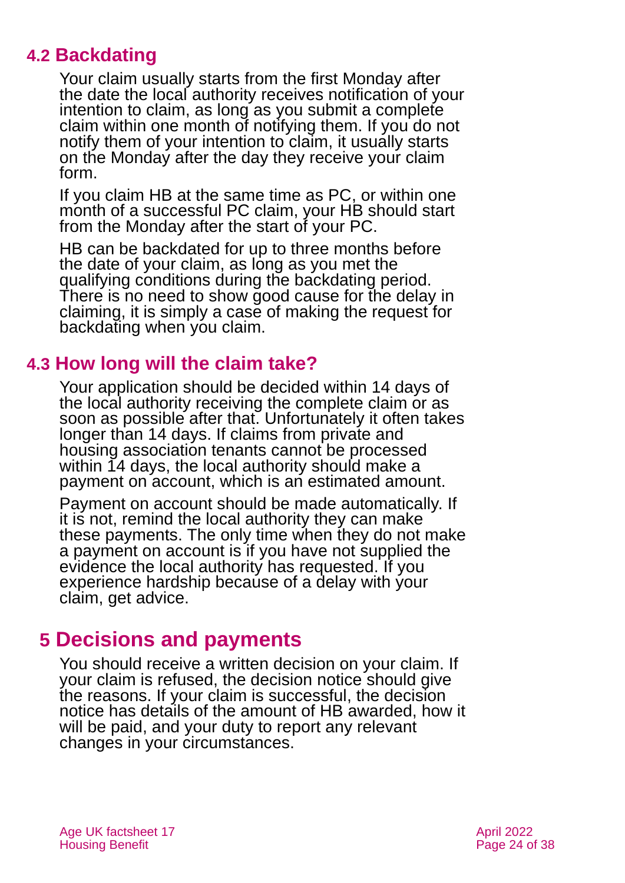### 4.2 Backdating

Your claim usually starts from the first Monday after the date the local authority receives notification of your intention to claim, as long as you submit a complete claim within one month of notifying them. If you do not notify them of your intention to claim, it usually starts on the Monday after the day they receive your claim form.

If you claim HB at the same time as PC, or within one month of a successful PC claim, your HB should start from the Monday after the start of your PC.

HB can be backdated for up to three months before the date of your claim, as long as you met the qualifying conditions during the backdating period. There is no need to show good cause for the delay in claiming, it is simply a case of making the request for backdating when you claim.

### 4.3 How long will the claim take?

Your application should be decided within 14 days of the local authority receiving the complete claim or as soon as possible after that. Unfortunately it often takes longer than 14 days. If claims from private and housing association tenants cannot be processed within 14 days, the local authority should make a payment on account, which is an estimated amount.

Payment on account should be made automatically. If it is not, remind the local authority they can make these payments. The only time when they do not make a payment on account is if you have not supplied the evidence the local authority has requested. If you experience hardship because of a delay with your claim, get advice.

## 5 Decisions and payments

You should receive a written decision on your claim. If your claim is refused, the decision notice should give the reasons. If your claim is successful, the decision notice has details of the amount of HB awarded, how it will be paid, and your duty to report any relevant changes in your circumstances.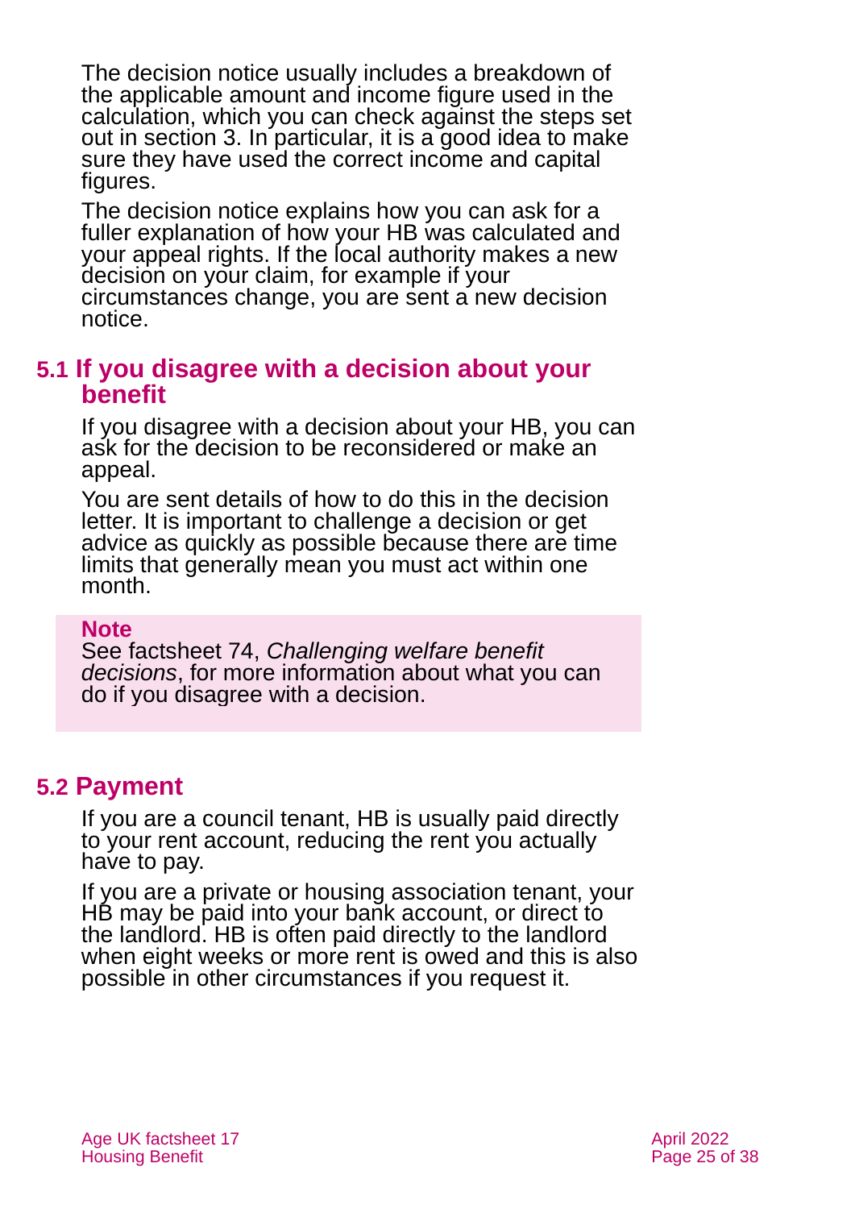The decision notice usually includes a breakdown of the applicable amount and income figure used in the calculation, which you can check against the steps set out in section 3. In particular, it is a good idea to make sure they have used the correct income and capital figures.

The decision notice explains how you can ask for a fuller explanation of how your HB was calculated and your appeal rights. If the local authority makes a new decision on your claim, for example if your circumstances change, you are sent a new decision notice.

## 5.1 If you disagree with a decision about your benefit

If you disagree with a decision about your HB, you can ask for the decision to be reconsidered or make an appeal.

You are sent details of how to do this in the decision letter. It is important to challenge a decision or get advice as quickly as possible because there are time limits that generally mean you must act within one month.

> **Note**
> See factsheet 74, *Challenging welfare benefit decisions*, for more information about what you can do if you disagree with a decision.

## 5.2 Payment

If you are a council tenant, HB is usually paid directly to your rent account, reducing the rent you actually have to pay.

If you are a private or housing association tenant, your HB may be paid into your bank account, or direct to the landlord. HB is often paid directly to the landlord when eight weeks or more rent is owed and this is also possible in other circumstances if you request it.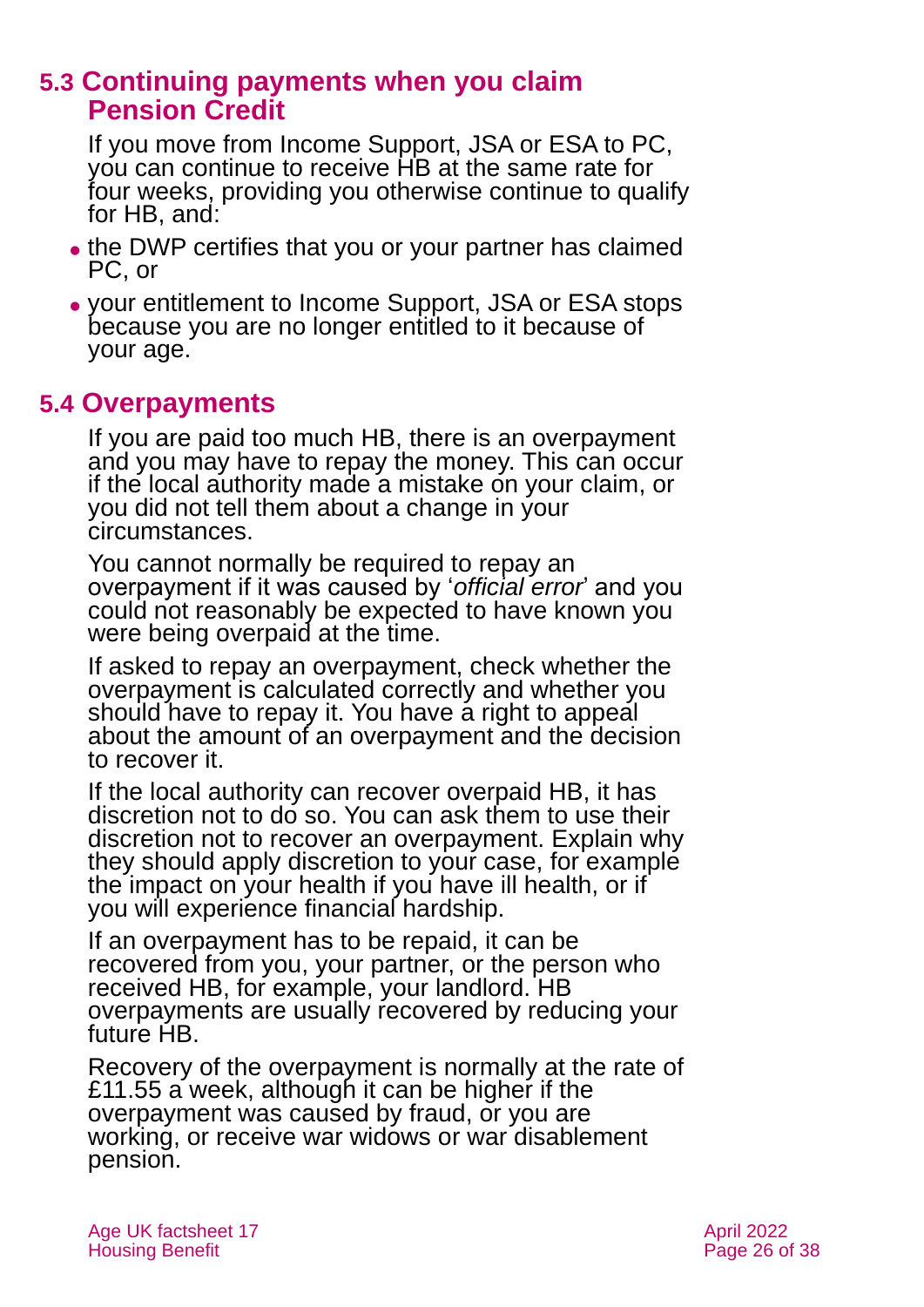## 5.3 Continuing payments when you claim Pension Credit

If you move from Income Support, JSA or ESA to PC, you can continue to receive HB at the same rate for four weeks, providing you otherwise continue to qualify for HB, and:

- the DWP certifies that you or your partner has claimed PC, or
- your entitlement to Income Support, JSA or ESA stops because you are no longer entitled to it because of your age.

## 5.4 Overpayments

If you are paid too much HB, there is an overpayment and you may have to repay the money. This can occur if the local authority made a mistake on your claim, or you did not tell them about a change in your circumstances.

You cannot normally be required to repay an overpayment if it was caused by '*official error*' and you could not reasonably be expected to have known you were being overpaid at the time.

If asked to repay an overpayment, check whether the overpayment is calculated correctly and whether you should have to repay it. You have a right to appeal about the amount of an overpayment and the decision to recover it.

If the local authority can recover overpaid HB, it has discretion not to do so. You can ask them to use their discretion not to recover an overpayment. Explain why they should apply discretion to your case, for example the impact on your health if you have ill health, or if you will experience financial hardship.

If an overpayment has to be repaid, it can be recovered from you, your partner, or the person who received HB, for example, your landlord. HB overpayments are usually recovered by reducing your future HB.

Recovery of the overpayment is normally at the rate of £11.55 a week, although it can be higher if the overpayment was caused by fraud, or you are working, or receive war widows or war disablement pension.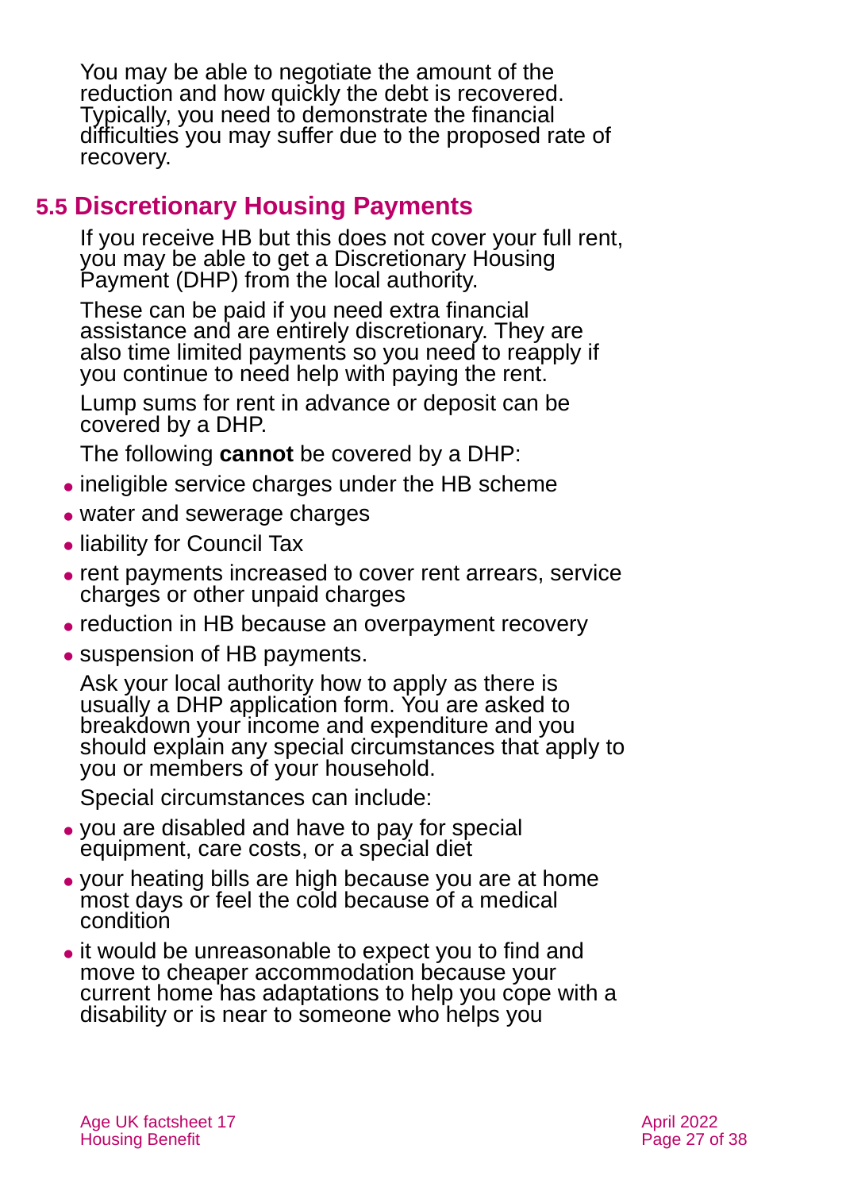You may be able to negotiate the amount of the reduction and how quickly the debt is recovered. Typically, you need to demonstrate the financial difficulties you may suffer due to the proposed rate of recovery.

## 5.5 Discretionary Housing Payments

If you receive HB but this does not cover your full rent, you may be able to get a Discretionary Housing Payment (DHP) from the local authority.

These can be paid if you need extra financial assistance and are entirely discretionary. They are also time limited payments so you need to reapply if you continue to need help with paying the rent.

Lump sums for rent in advance or deposit can be covered by a DHP.

The following **cannot** be covered by a DHP:

- ineligible service charges under the HB scheme
- water and sewerage charges
- liability for Council Tax
- rent payments increased to cover rent arrears, service charges or other unpaid charges
- reduction in HB because an overpayment recovery
- suspension of HB payments.

Ask your local authority how to apply as there is usually a DHP application form. You are asked to breakdown your income and expenditure and you should explain any special circumstances that apply to you or members of your household.

Special circumstances can include:

- you are disabled and have to pay for special equipment, care costs, or a special diet
- your heating bills are high because you are at home most days or feel the cold because of a medical condition
- it would be unreasonable to expect you to find and move to cheaper accommodation because your current home has adaptations to help you cope with a disability or is near to someone who helps you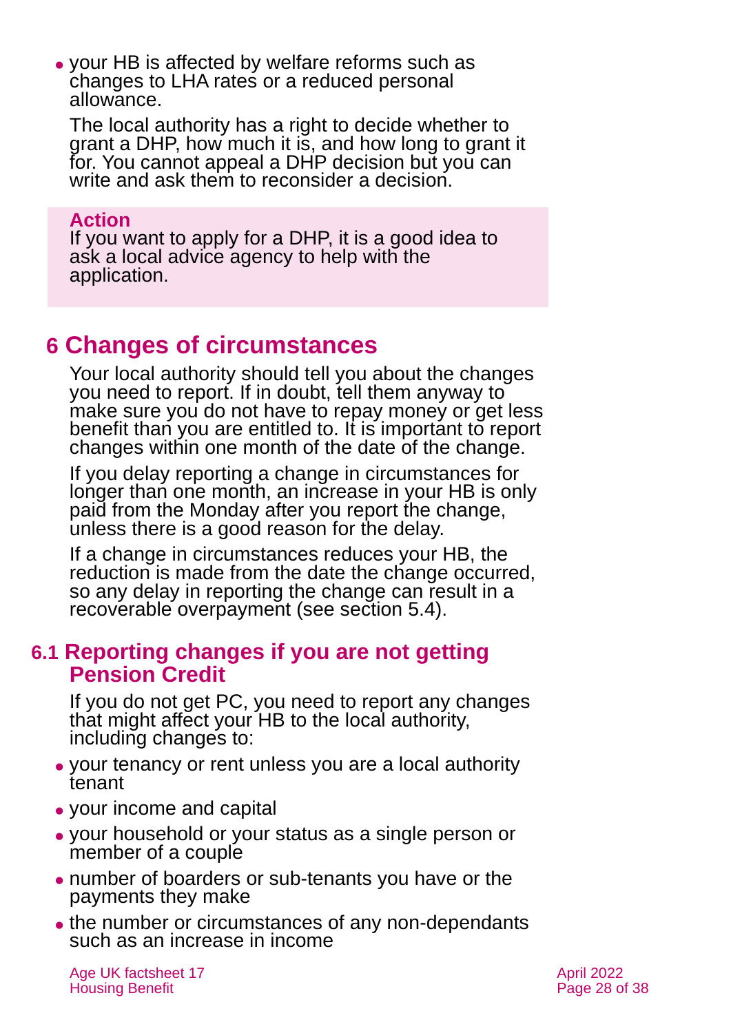- your HB is affected by welfare reforms such as changes to LHA rates or a reduced personal allowance.

The local authority has a right to decide whether to grant a DHP, how much it is, and how long to grant it for. You cannot appeal a DHP decision but you can write and ask them to reconsider a decision.

> **Action**
> If you want to apply for a DHP, it is a good idea to ask a local advice agency to help with the application.

## 6 Changes of circumstances

Your local authority should tell you about the changes you need to report. If in doubt, tell them anyway to make sure you do not have to repay money or get less benefit than you are entitled to. It is important to report changes within one month of the date of the change.

If you delay reporting a change in circumstances for longer than one month, an increase in your HB is only paid from the Monday after you report the change, unless there is a good reason for the delay.

If a change in circumstances reduces your HB, the reduction is made from the date the change occurred, so any delay in reporting the change can result in a recoverable overpayment (see section 5.4).

### 6.1 Reporting changes if you are not getting Pension Credit

If you do not get PC, you need to report any changes that might affect your HB to the local authority, including changes to:

- your tenancy or rent unless you are a local authority tenant
- your income and capital
- your household or your status as a single person or member of a couple
- number of boarders or sub-tenants you have or the payments they make
- the number or circumstances of any non-dependants such as an increase in income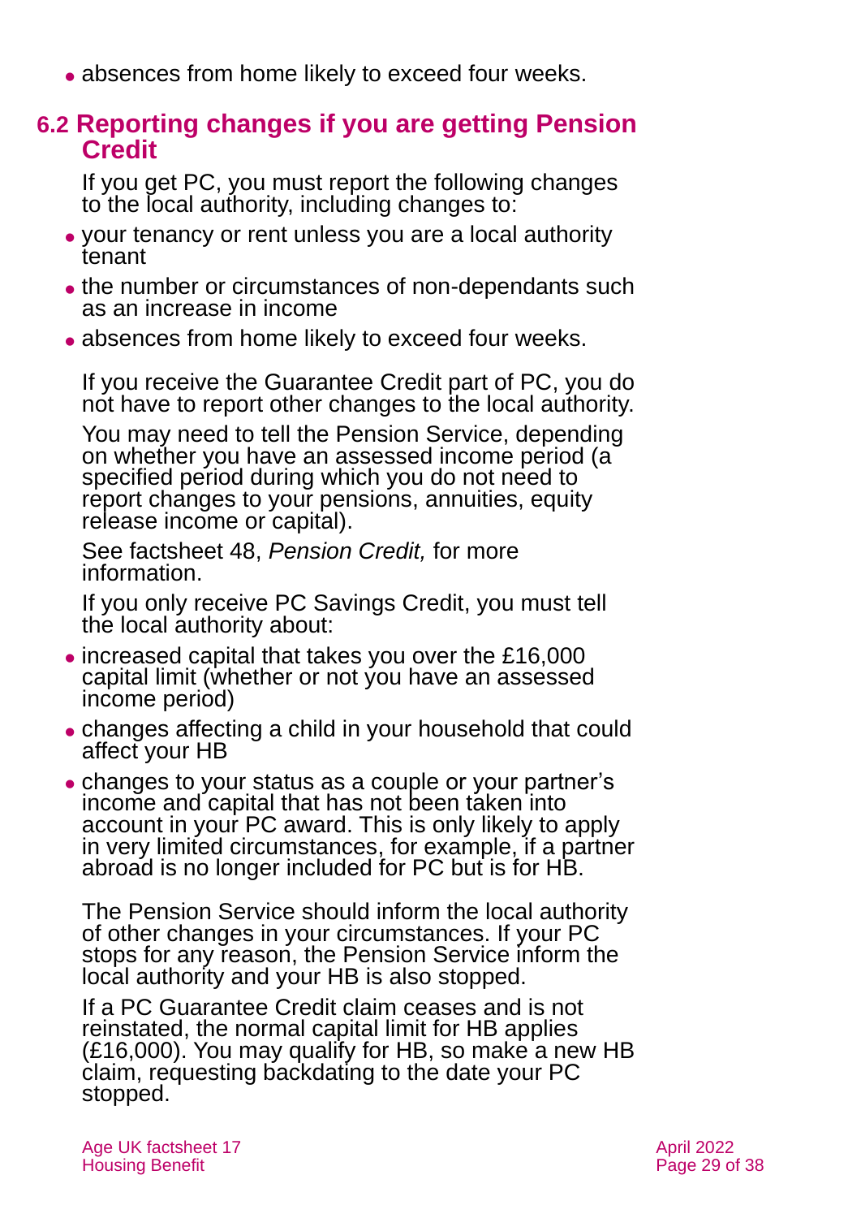- absences from home likely to exceed four weeks.

## 6.2 Reporting changes if you are getting Pension Credit

If you get PC, you must report the following changes to the local authority, including changes to:

- your tenancy or rent unless you are a local authority tenant
- the number or circumstances of non-dependants such as an increase in income
- absences from home likely to exceed four weeks.

If you receive the Guarantee Credit part of PC, you do not have to report other changes to the local authority.

You may need to tell the Pension Service, depending on whether you have an assessed income period (a specified period during which you do not need to report changes to your pensions, annuities, equity release income or capital).

See factsheet 48, *Pension Credit,* for more information.

If you only receive PC Savings Credit, you must tell the local authority about:

- increased capital that takes you over the £16,000 capital limit (whether or not you have an assessed income period)
- changes affecting a child in your household that could affect your HB
- changes to your status as a couple or your partner's income and capital that has not been taken into account in your PC award. This is only likely to apply in very limited circumstances, for example, if a partner abroad is no longer included for PC but is for HB.

The Pension Service should inform the local authority of other changes in your circumstances. If your PC stops for any reason, the Pension Service inform the local authority and your HB is also stopped.

If a PC Guarantee Credit claim ceases and is not reinstated, the normal capital limit for HB applies (£16,000). You may qualify for HB, so make a new HB claim, requesting backdating to the date your PC stopped.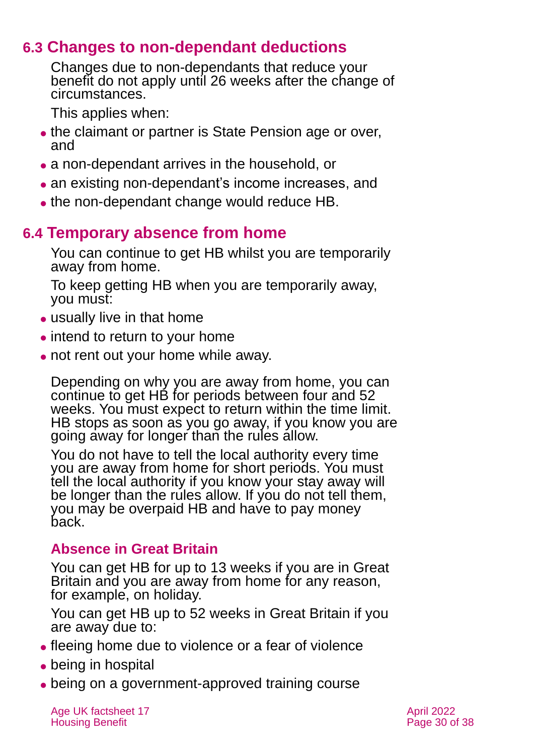## 6.3 Changes to non-dependant deductions

Changes due to non-dependants that reduce your benefit do not apply until 26 weeks after the change of circumstances.

This applies when:

- the claimant or partner is State Pension age or over, and
- a non-dependant arrives in the household, or
- an existing non-dependant's income increases, and
- the non-dependant change would reduce HB.

## 6.4 Temporary absence from home

You can continue to get HB whilst you are temporarily away from home.

To keep getting HB when you are temporarily away, you must:

- usually live in that home
- intend to return to your home
- not rent out your home while away.

Depending on why you are away from home, you can continue to get HB for periods between four and 52 weeks. You must expect to return within the time limit. HB stops as soon as you go away, if you know you are going away for longer than the rules allow.

You do not have to tell the local authority every time you are away from home for short periods. You must tell the local authority if you know your stay away will be longer than the rules allow. If you do not tell them, you may be overpaid HB and have to pay money back.

### Absence in Great Britain

You can get HB for up to 13 weeks if you are in Great Britain and you are away from home for any reason, for example, on holiday.

You can get HB up to 52 weeks in Great Britain if you are away due to:

- fleeing home due to violence or a fear of violence
- being in hospital
- being on a government-approved training course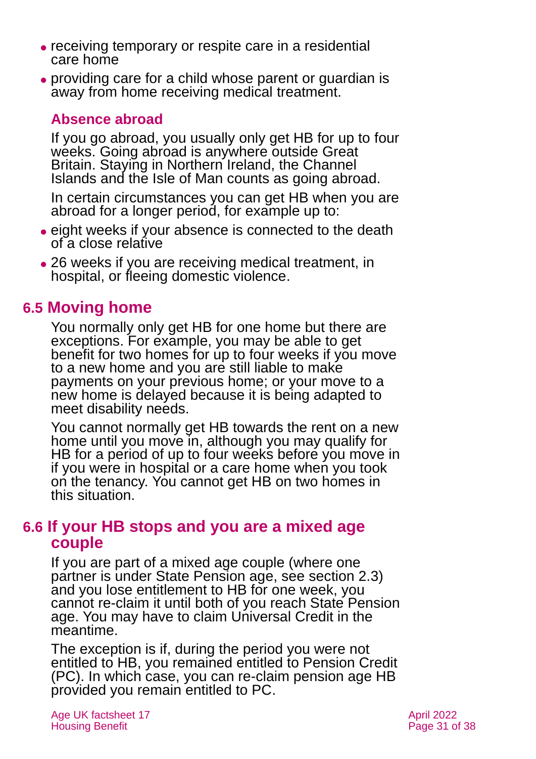- receiving temporary or respite care in a residential care home
- providing care for a child whose parent or guardian is away from home receiving medical treatment.

### Absence abroad

If you go abroad, you usually only get HB for up to four weeks. Going abroad is anywhere outside Great Britain. Staying in Northern Ireland, the Channel Islands and the Isle of Man counts as going abroad.

In certain circumstances you can get HB when you are abroad for a longer period, for example up to:

- eight weeks if your absence is connected to the death of a close relative
- 26 weeks if you are receiving medical treatment, in hospital, or fleeing domestic violence.

## 6.5 Moving home

You normally only get HB for one home but there are exceptions. For example, you may be able to get benefit for two homes for up to four weeks if you move to a new home and you are still liable to make payments on your previous home; or your move to a new home is delayed because it is being adapted to meet disability needs.

You cannot normally get HB towards the rent on a new home until you move in, although you may qualify for HB for a period of up to four weeks before you move in if you were in hospital or a care home when you took on the tenancy. You cannot get HB on two homes in this situation.

## 6.6 If your HB stops and you are a mixed age couple

If you are part of a mixed age couple (where one partner is under State Pension age, see section 2.3) and you lose entitlement to HB for one week, you cannot re-claim it until both of you reach State Pension age. You may have to claim Universal Credit in the meantime.

The exception is if, during the period you were not entitled to HB, you remained entitled to Pension Credit (PC). In which case, you can re-claim pension age HB provided you remain entitled to PC.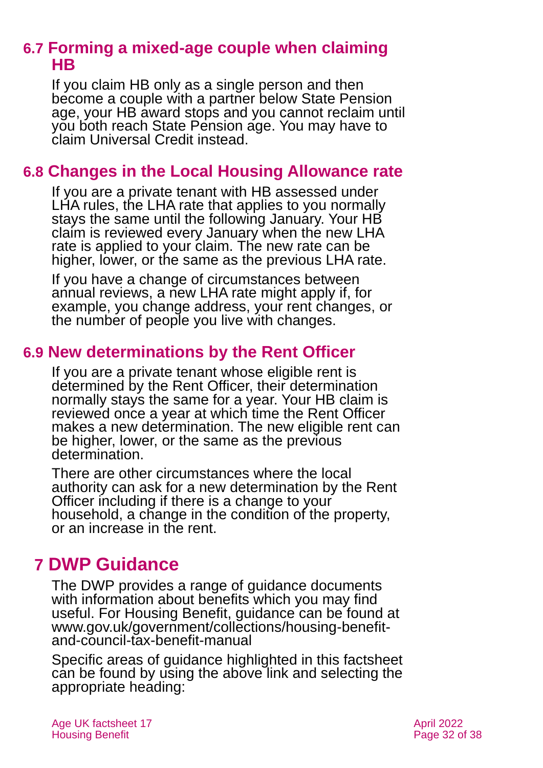## 6.7 Forming a mixed-age couple when claiming HB

If you claim HB only as a single person and then become a couple with a partner below State Pension age, your HB award stops and you cannot reclaim until you both reach State Pension age. You may have to claim Universal Credit instead.

## 6.8 Changes in the Local Housing Allowance rate

If you are a private tenant with HB assessed under LHA rules, the LHA rate that applies to you normally stays the same until the following January. Your HB claim is reviewed every January when the new LHA rate is applied to your claim. The new rate can be higher, lower, or the same as the previous LHA rate.

If you have a change of circumstances between annual reviews, a new LHA rate might apply if, for example, you change address, your rent changes, or the number of people you live with changes.

## 6.9 New determinations by the Rent Officer

If you are a private tenant whose eligible rent is determined by the Rent Officer, their determination normally stays the same for a year. Your HB claim is reviewed once a year at which time the Rent Officer makes a new determination. The new eligible rent can be higher, lower, or the same as the previous determination.

There are other circumstances where the local authority can ask for a new determination by the Rent Officer including if there is a change to your household, a change in the condition of the property, or an increase in the rent.

# 7 DWP Guidance

The DWP provides a range of guidance documents with information about benefits which you may find useful. For Housing Benefit, guidance can be found at www.gov.uk/government/collections/housing-benefit-and-council-tax-benefit-manual

Specific areas of guidance highlighted in this factsheet can be found by using the above link and selecting the appropriate heading: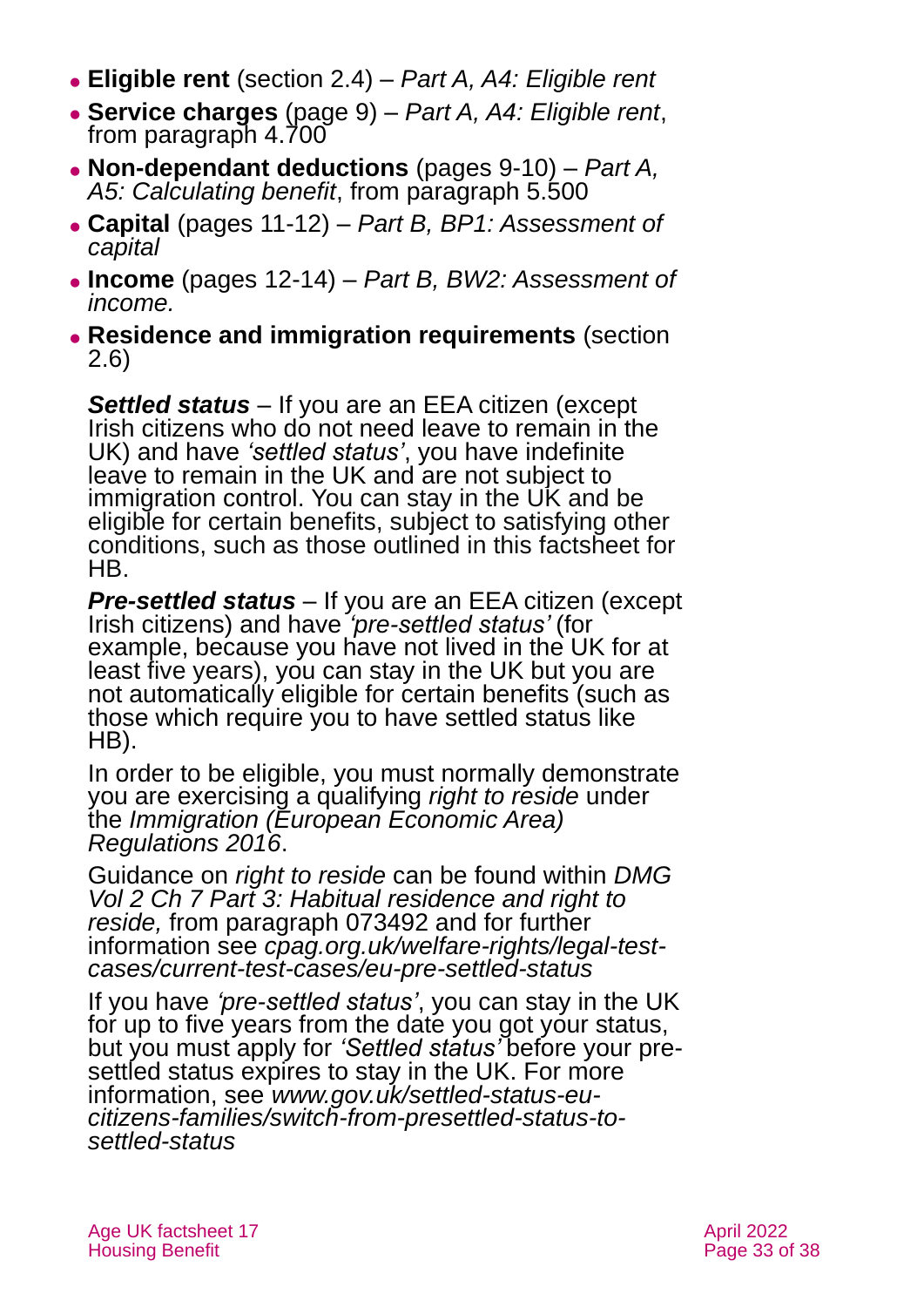- **Eligible rent** (section 2.4) – *Part A, A4: Eligible rent*
- **Service charges** (page 9) – *Part A, A4: Eligible rent*, from paragraph 4.700
- **Non-dependant deductions** (pages 9-10) – *Part A, A5: Calculating benefit*, from paragraph 5.500
- **Capital** (pages 11-12) – *Part B, BP1: Assessment of capital*
- **Income** (pages 12-14) – *Part B, BW2: Assessment of income.*
- **Residence and immigration requirements** (section 2.6)

  ***Settled status*** – If you are an EEA citizen (except Irish citizens who do not need leave to remain in the UK) and have *'settled status'*, you have indefinite leave to remain in the UK and are not subject to immigration control. You can stay in the UK and be eligible for certain benefits, subject to satisfying other conditions, such as those outlined in this factsheet for HB.

  ***Pre-settled status*** – If you are an EEA citizen (except Irish citizens) and have *'pre-settled status'* (for example, because you have not lived in the UK for at least five years), you can stay in the UK but you are not automatically eligible for certain benefits (such as those which require you to have settled status like HB).

  In order to be eligible, you must normally demonstrate you are exercising a qualifying *right to reside* under the *Immigration (European Economic Area) Regulations 2016*.

  Guidance on *right to reside* can be found within *DMG Vol 2 Ch 7 Part 3: Habitual residence and right to reside,* from paragraph 073492 and for further information see *cpag.org.uk/welfare-rights/legal-test-cases/current-test-cases/eu-pre-settled-status*

  If you have *'pre-settled status'*, you can stay in the UK for up to five years from the date you got your status, but you must apply for *'Settled status'* before your pre-settled status expires to stay in the UK. For more information, see *www.gov.uk/settled-status-eu-citizens-families/switch-from-presettled-status-to-settled-status*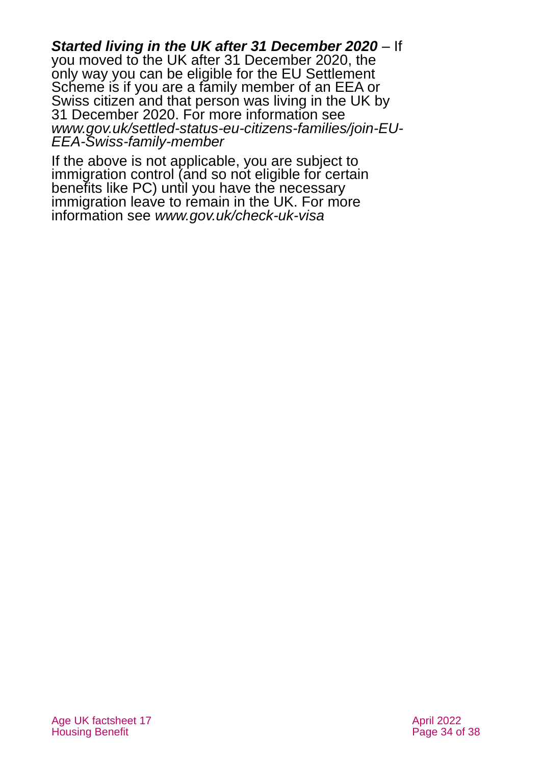***Started living in the UK after 31 December 2020*** – If you moved to the UK after 31 December 2020, the only way you can be eligible for the EU Settlement Scheme is if you are a family member of an EEA or Swiss citizen and that person was living in the UK by 31 December 2020. For more information see *www.gov.uk/settled-status-eu-citizens-families/join-EU-EEA-Swiss-family-member*

If the above is not applicable, you are subject to immigration control (and so not eligible for certain benefits like PC) until you have the necessary immigration leave to remain in the UK. For more information see *www.gov.uk/check-uk-visa*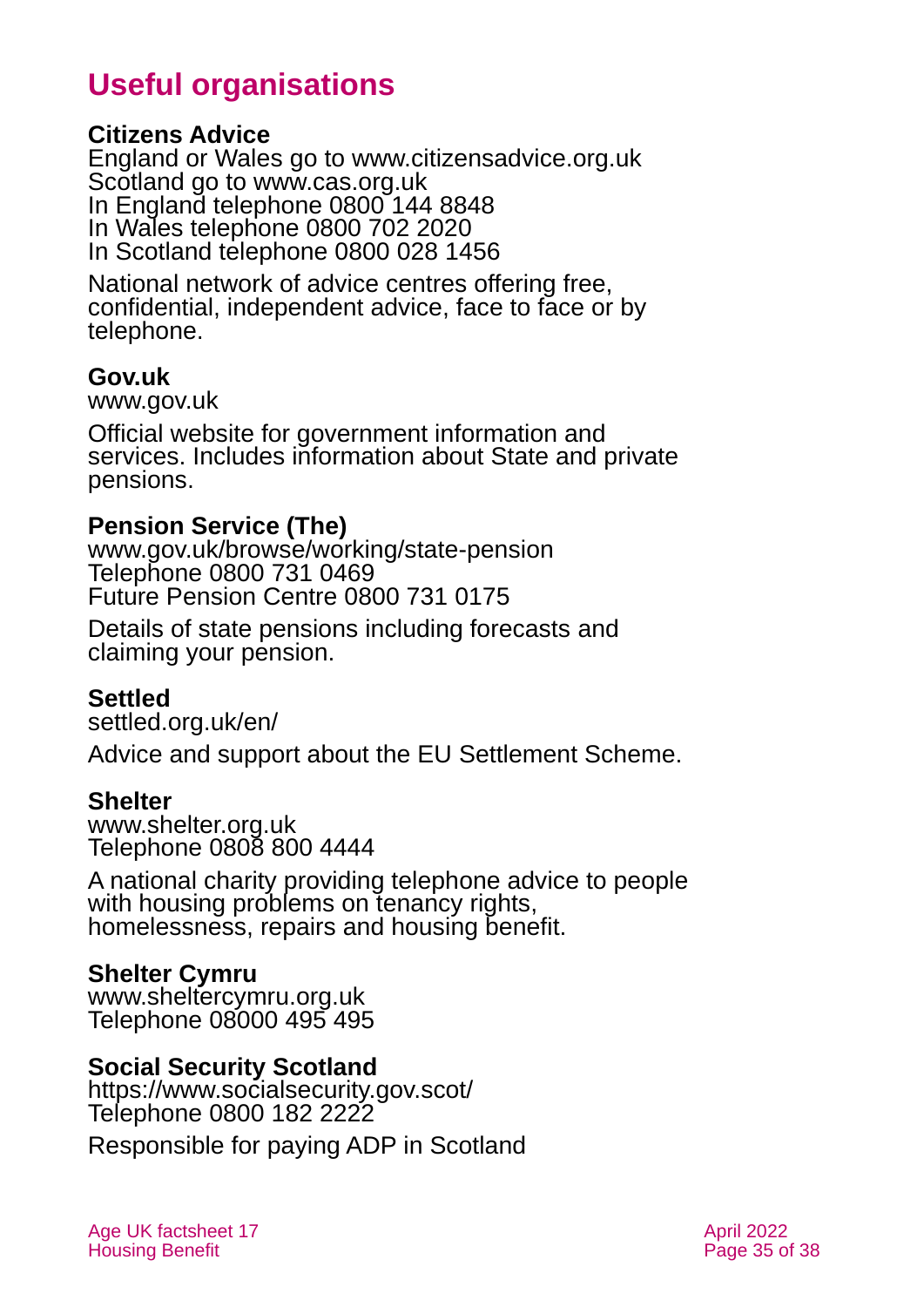# Useful organisations

**Citizens Advice**
England or Wales go to www.citizensadvice.org.uk
Scotland go to www.cas.org.uk
In England telephone 0800 144 8848
In Wales telephone 0800 702 2020
In Scotland telephone 0800 028 1456

National network of advice centres offering free, confidential, independent advice, face to face or by telephone.

**Gov.uk**
www.gov.uk

Official website for government information and services. Includes information about State and private pensions.

**Pension Service (The)**
www.gov.uk/browse/working/state-pension
Telephone 0800 731 0469
Future Pension Centre 0800 731 0175

Details of state pensions including forecasts and claiming your pension.

**Settled**
settled.org.uk/en/

Advice and support about the EU Settlement Scheme.

**Shelter**
www.shelter.org.uk
Telephone 0808 800 4444

A national charity providing telephone advice to people with housing problems on tenancy rights, homelessness, repairs and housing benefit.

**Shelter Cymru**
www.sheltercymru.org.uk
Telephone 08000 495 495

**Social Security Scotland**
https://www.socialsecurity.gov.scot/
Telephone 0800 182 2222

Responsible for paying ADP in Scotland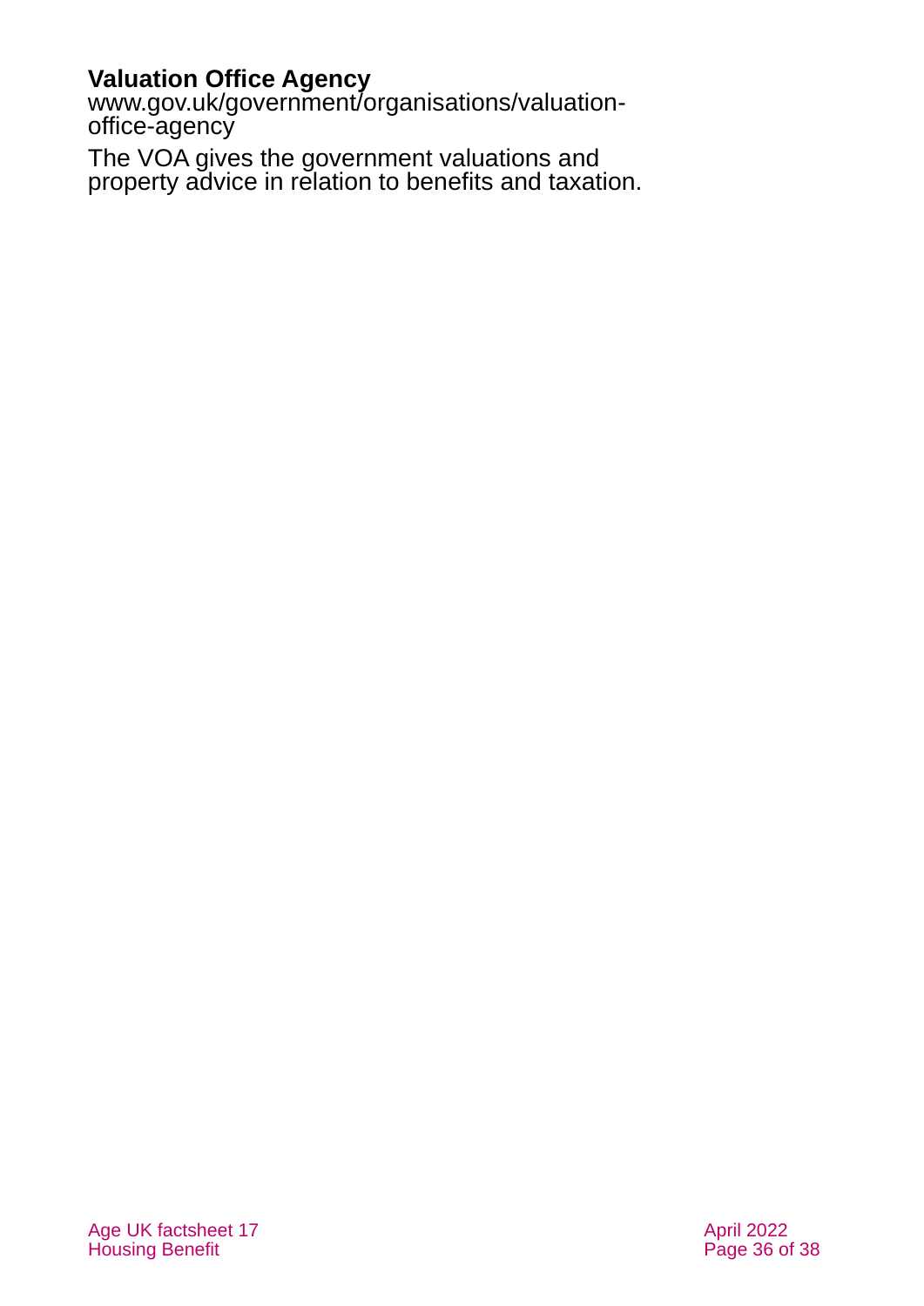**Valuation Office Agency**
www.gov.uk/government/organisations/valuation-office-agency

The VOA gives the government valuations and property advice in relation to benefits and taxation.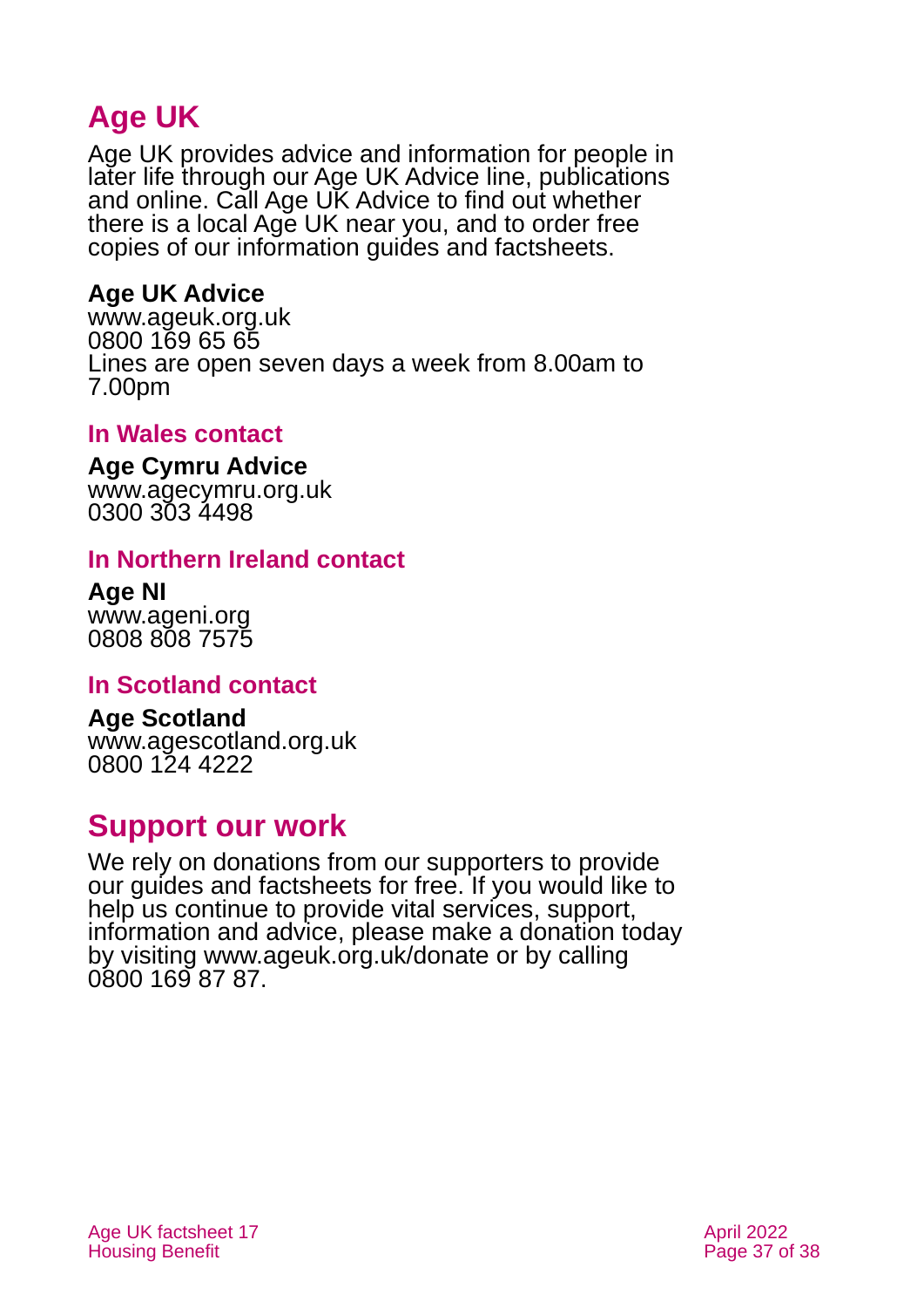## Age UK

Age UK provides advice and information for people in later life through our Age UK Advice line, publications and online. Call Age UK Advice to find out whether there is a local Age UK near you, and to order free copies of our information guides and factsheets.

**Age UK Advice**
www.ageuk.org.uk
0800 169 65 65
Lines are open seven days a week from 8.00am to 7.00pm

### In Wales contact

**Age Cymru Advice**
www.agecymru.org.uk
0300 303 4498

### In Northern Ireland contact

**Age NI**
www.ageni.org
0808 808 7575

### In Scotland contact

**Age Scotland**
www.agescotland.org.uk
0800 124 4222

## Support our work

We rely on donations from our supporters to provide our guides and factsheets for free. If you would like to help us continue to provide vital services, support, information and advice, please make a donation today by visiting www.ageuk.org.uk/donate or by calling 0800 169 87 87.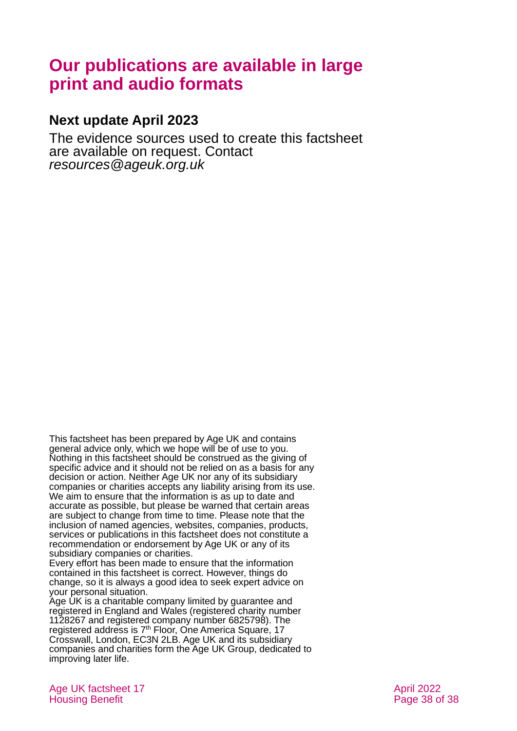# Our publications are available in large print and audio formats

## Next update April 2023

The evidence sources used to create this factsheet are available on request. Contact *resources@ageuk.org.uk*

This factsheet has been prepared by Age UK and contains general advice only, which we hope will be of use to you. Nothing in this factsheet should be construed as the giving of specific advice and it should not be relied on as a basis for any decision or action. Neither Age UK nor any of its subsidiary companies or charities accepts any liability arising from its use. We aim to ensure that the information is as up to date and accurate as possible, but please be warned that certain areas are subject to change from time to time. Please note that the inclusion of named agencies, websites, companies, products, services or publications in this factsheet does not constitute a recommendation or endorsement by Age UK or any of its subsidiary companies or charities.

Every effort has been made to ensure that the information contained in this factsheet is correct. However, things do change, so it is always a good idea to seek expert advice on your personal situation.

Age UK is a charitable company limited by guarantee and registered in England and Wales (registered charity number 1128267 and registered company number 6825798). The registered address is 7th Floor, One America Square, 17 Crosswall, London, EC3N 2LB. Age UK and its subsidiary companies and charities form the Age UK Group, dedicated to improving later life.